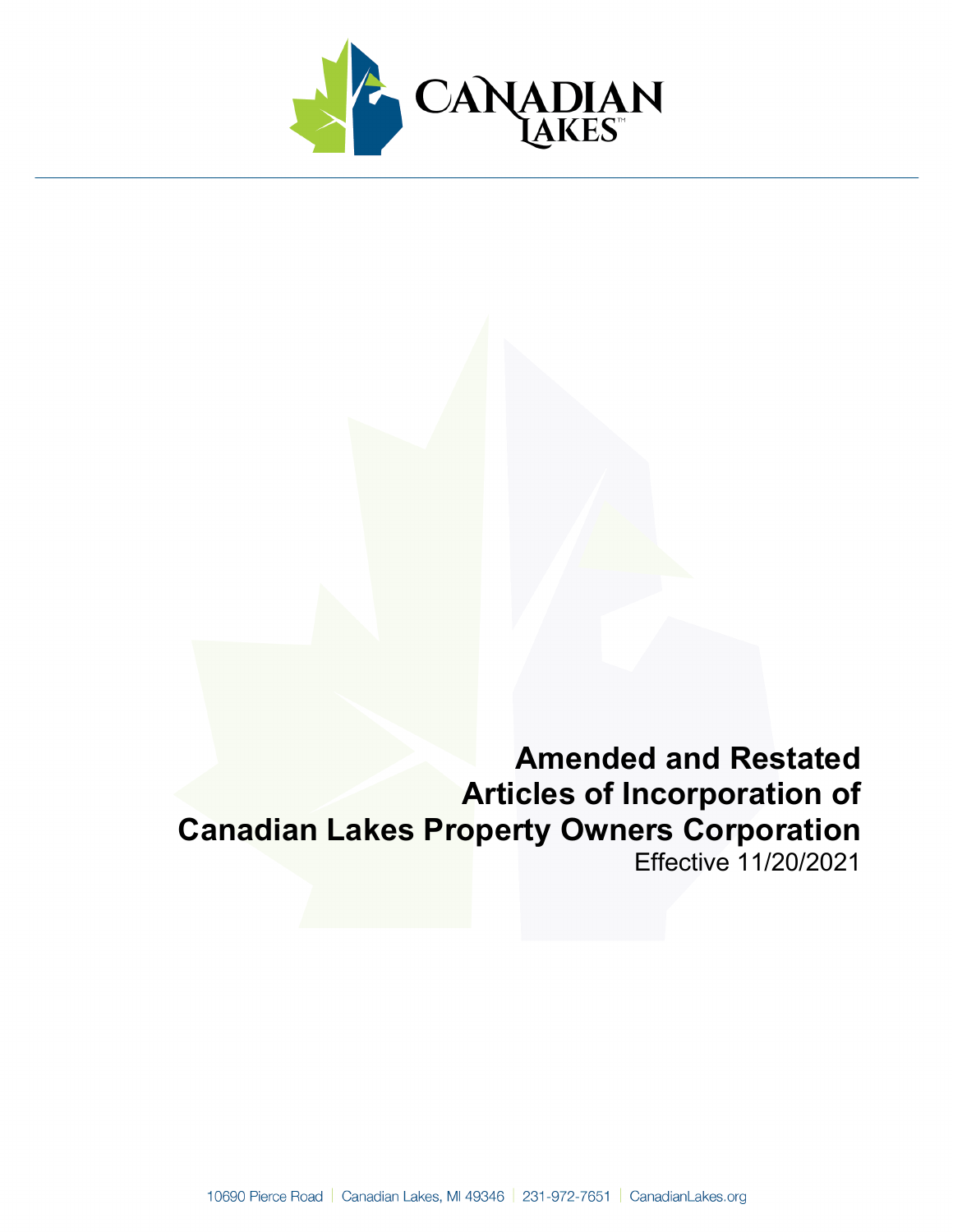# Amended and Restated Articles of Incorporation of Canadian Lakes Property Owners Corporation

Effective 11/20/2021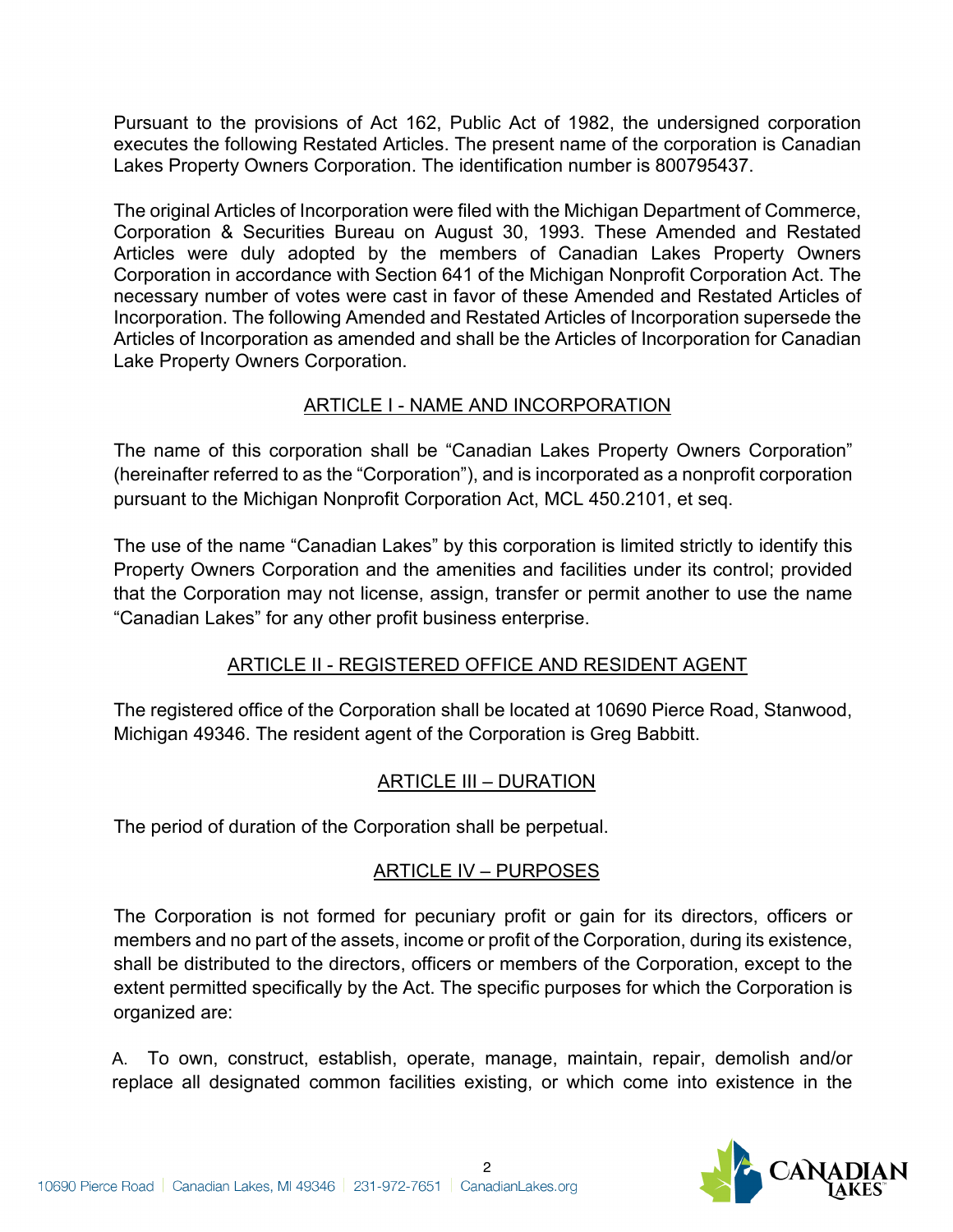Pursuant to the provisions of Act 162, Public Act of 1982, the undersigned corporation executes the following Restated Articles. The present name of the corporation is Canadian Lakes Property Owners Corporation. The identification number is 800795437.

The original Articles of Incorporation were filed with the Michigan Department of Commerce, Corporation & Securities Bureau on August 30, 1993. These Amended and Restated Articles were duly adopted by the members of Canadian Lakes Property Owners Corporation in accordance with Section 641 of the Michigan Nonprofit Corporation Act. The necessary number of votes were cast in favor of these Amended and Restated Articles of Incorporation. The following Amended and Restated Articles of Incorporation supersede the Articles of Incorporation as amended and shall be the Articles of Incorporation for Canadian Lake Property Owners Corporation.

## ARTICLE I - NAME AND INCORPORATION

The name of this corporation shall be "Canadian Lakes Property Owners Corporation" (hereinafter referred to as the "Corporation"), and is incorporated as a nonprofit corporation pursuant to the Michigan Nonprofit Corporation Act, MCL 450.2101, et seq.

The use of the name "Canadian Lakes" by this corporation is limited strictly to identify this Property Owners Corporation and the amenities and facilities under its control; provided that the Corporation may not license, assign, transfer or permit another to use the name "Canadian Lakes" for any other profit business enterprise.

## ARTICLE II - REGISTERED OFFICE AND RESIDENT AGENT

The registered office of the Corporation shall be located at 10690 Pierce Road, Stanwood, Michigan 49346. The resident agent of the Corporation is Greg Babbitt.

## ARTICLE III – DURATION

The period of duration of the Corporation shall be perpetual.

## ARTICLE IV – PURPOSES

The Corporation is not formed for pecuniary profit or gain for its directors, officers or members and no part of the assets, income or profit of the Corporation, during its existence, shall be distributed to the directors, officers or members of the Corporation, except to the extent permitted specifically by the Act. The specific purposes for which the Corporation is organized are:

A. To own, construct, establish, operate, manage, maintain, repair, demolish and/or replace all designated common facilities existing, or which come into existence in the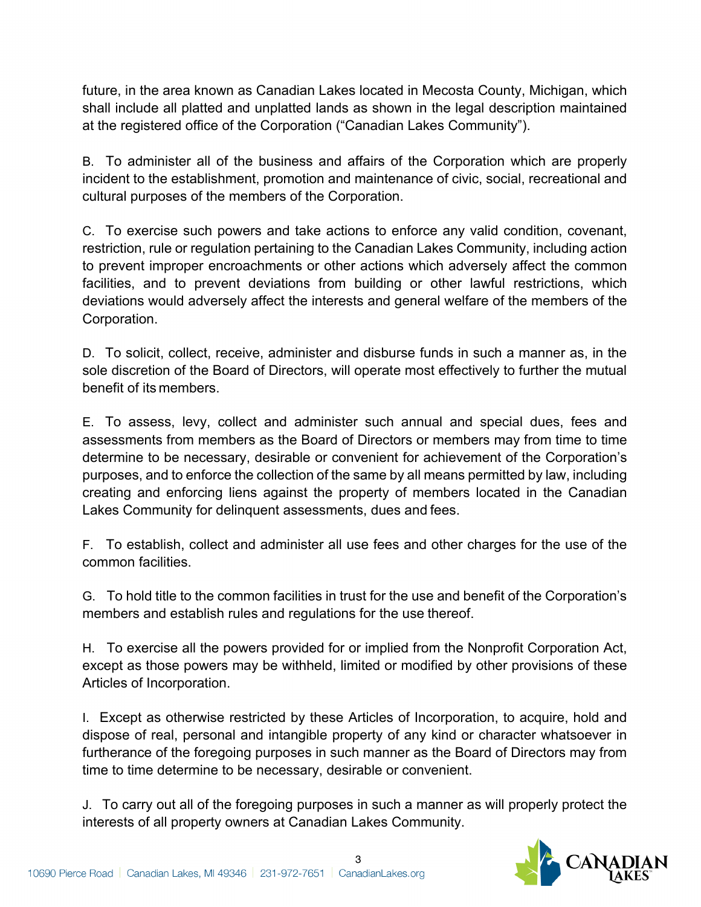future, in the area known as Canadian Lakes located in Mecosta County, Michigan, which shall include all platted and unplatted lands as shown in the legal description maintained at the registered office of the Corporation ("Canadian Lakes Community").

B. To administer all of the business and affairs of the Corporation which are properly incident to the establishment, promotion and maintenance of civic, social, recreational and cultural purposes of the members of the Corporation.

C. To exercise such powers and take actions to enforce any valid condition, covenant, restriction, rule or regulation pertaining to the Canadian Lakes Community, including action to prevent improper encroachments or other actions which adversely affect the common facilities, and to prevent deviations from building or other lawful restrictions, which deviations would adversely affect the interests and general welfare of the members of the Corporation.

D. To solicit, collect, receive, administer and disburse funds in such a manner as, in the sole discretion of the Board of Directors, will operate most effectively to further the mutual benefit of its members.

E. To assess, levy, collect and administer such annual and special dues, fees and assessments from members as the Board of Directors or members may from time to time determine to be necessary, desirable or convenient for achievement of the Corporation's purposes, and to enforce the collection of the same by all means permitted by law, including creating and enforcing liens against the property of members located in the Canadian Lakes Community for delinquent assessments, dues and fees.

F. To establish, collect and administer all use fees and other charges for the use of the common facilities.

G. To hold title to the common facilities in trust for the use and benefit of the Corporation's members and establish rules and regulations for the use thereof.

H. To exercise all the powers provided for or implied from the Nonprofit Corporation Act, except as those powers may be withheld, limited or modified by other provisions of these Articles of Incorporation.

I. Except as otherwise restricted by these Articles of Incorporation, to acquire, hold and dispose of real, personal and intangible property of any kind or character whatsoever in furtherance of the foregoing purposes in such manner as the Board of Directors may from time to time determine to be necessary, desirable or convenient.

J. To carry out all of the foregoing purposes in such a manner as will properly protect the interests of all property owners at Canadian Lakes Community.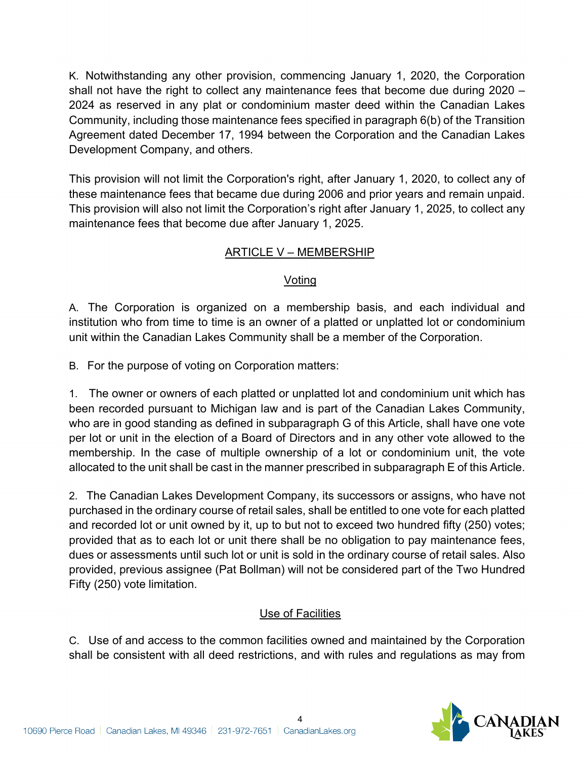K. Notwithstanding any other provision, commencing January 1, 2020, the Corporation shall not have the right to collect any maintenance fees that become due during 2020 – 2024 as reserved in any plat or condominium master deed within the Canadian Lakes Community, including those maintenance fees specified in paragraph 6(b) of the Transition Agreement dated December 17, 1994 between the Corporation and the Canadian Lakes Development Company, and others.

This provision will not limit the Corporation's right, after January 1, 2020, to collect any of these maintenance fees that became due during 2006 and prior years and remain unpaid. This provision will also not limit the Corporation's right after January 1, 2025, to collect any maintenance fees that become due after January 1, 2025.

## ARTICLE V – MEMBERSHIP

### Voting

A. The Corporation is organized on a membership basis, and each individual and institution who from time to time is an owner of a platted or unplatted lot or condominium unit within the Canadian Lakes Community shall be a member of the Corporation.

B. For the purpose of voting on Corporation matters:

1. The owner or owners of each platted or unplatted lot and condominium unit which has been recorded pursuant to Michigan law and is part of the Canadian Lakes Community, who are in good standing as defined in subparagraph G of this Article, shall have one vote per lot or unit in the election of a Board of Directors and in any other vote allowed to the membership. In the case of multiple ownership of a lot or condominium unit, the vote allocated to the unit shall be cast in the manner prescribed in subparagraph E of this Article.

2. The Canadian Lakes Development Company, its successors or assigns, who have not purchased in the ordinary course of retail sales, shall be entitled to one vote for each platted and recorded lot or unit owned by it, up to but not to exceed two hundred fifty (250) votes; provided that as to each lot or unit there shall be no obligation to pay maintenance fees, dues or assessments until such lot or unit is sold in the ordinary course of retail sales. Also provided, previous assignee (Pat Bollman) will not be considered part of the Two Hundred Fifty (250) vote limitation.

### Use of Facilities

C. Use of and access to the common facilities owned and maintained by the Corporation shall be consistent with all deed restrictions, and with rules and regulations as may from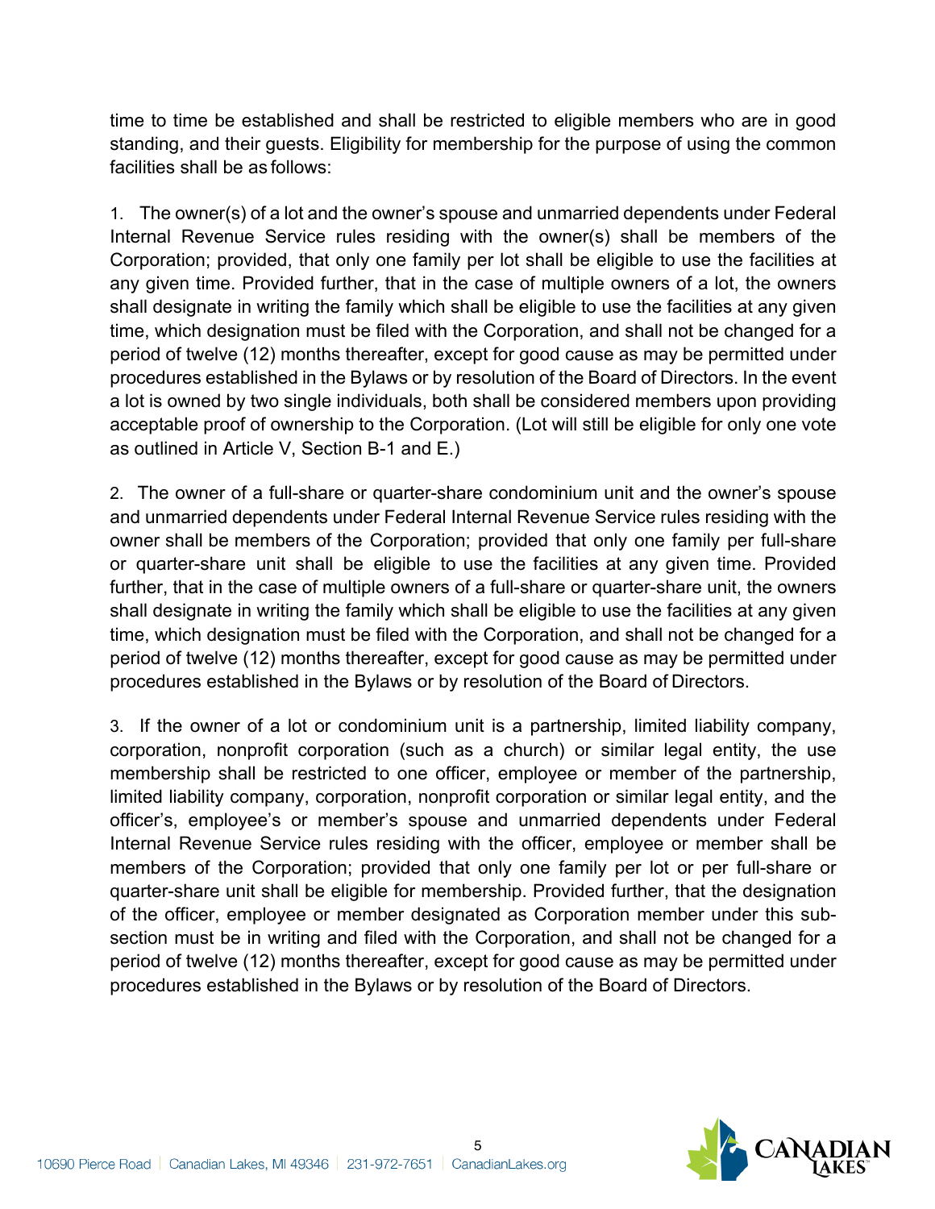time to time be established and shall be restricted to eligible members who are in good standing, and their guests. Eligibility for membership for the purpose of using the common facilities shall be as follows:

1. The owner(s) of a lot and the owner's spouse and unmarried dependents under Federal Internal Revenue Service rules residing with the owner(s) shall be members of the Corporation; provided, that only one family per lot shall be eligible to use the facilities at any given time. Provided further, that in the case of multiple owners of a lot, the owners shall designate in writing the family which shall be eligible to use the facilities at any given time, which designation must be filed with the Corporation, and shall not be changed for a period of twelve (12) months thereafter, except for good cause as may be permitted under procedures established in the Bylaws or by resolution of the Board of Directors. In the event a lot is owned by two single individuals, both shall be considered members upon providing acceptable proof of ownership to the Corporation. (Lot will still be eligible for only one vote as outlined in Article V, Section B-1 and E.)

2. The owner of a full-share or quarter-share condominium unit and the owner's spouse and unmarried dependents under Federal Internal Revenue Service rules residing with the owner shall be members of the Corporation; provided that only one family per full-share or quarter-share unit shall be eligible to use the facilities at any given time. Provided further, that in the case of multiple owners of a full-share or quarter-share unit, the owners shall designate in writing the family which shall be eligible to use the facilities at any given time, which designation must be filed with the Corporation, and shall not be changed for a period of twelve (12) months thereafter, except for good cause as may be permitted under procedures established in the Bylaws or by resolution of the Board of Directors.

3. If the owner of a lot or condominium unit is a partnership, limited liability company, corporation, nonprofit corporation (such as a church) or similar legal entity, the use membership shall be restricted to one officer, employee or member of the partnership, limited liability company, corporation, nonprofit corporation or similar legal entity, and the officer's, employee's or member's spouse and unmarried dependents under Federal Internal Revenue Service rules residing with the officer, employee or member shall be members of the Corporation; provided that only one family per lot or per full-share or quarter-share unit shall be eligible for membership. Provided further, that the designation of the officer, employee or member designated as Corporation member under this sub-section must be in writing and filed with the Corporation, and shall not be changed for a period of twelve (12) months thereafter, except for good cause as may be permitted under procedures established in the Bylaws or by resolution of the Board of Directors.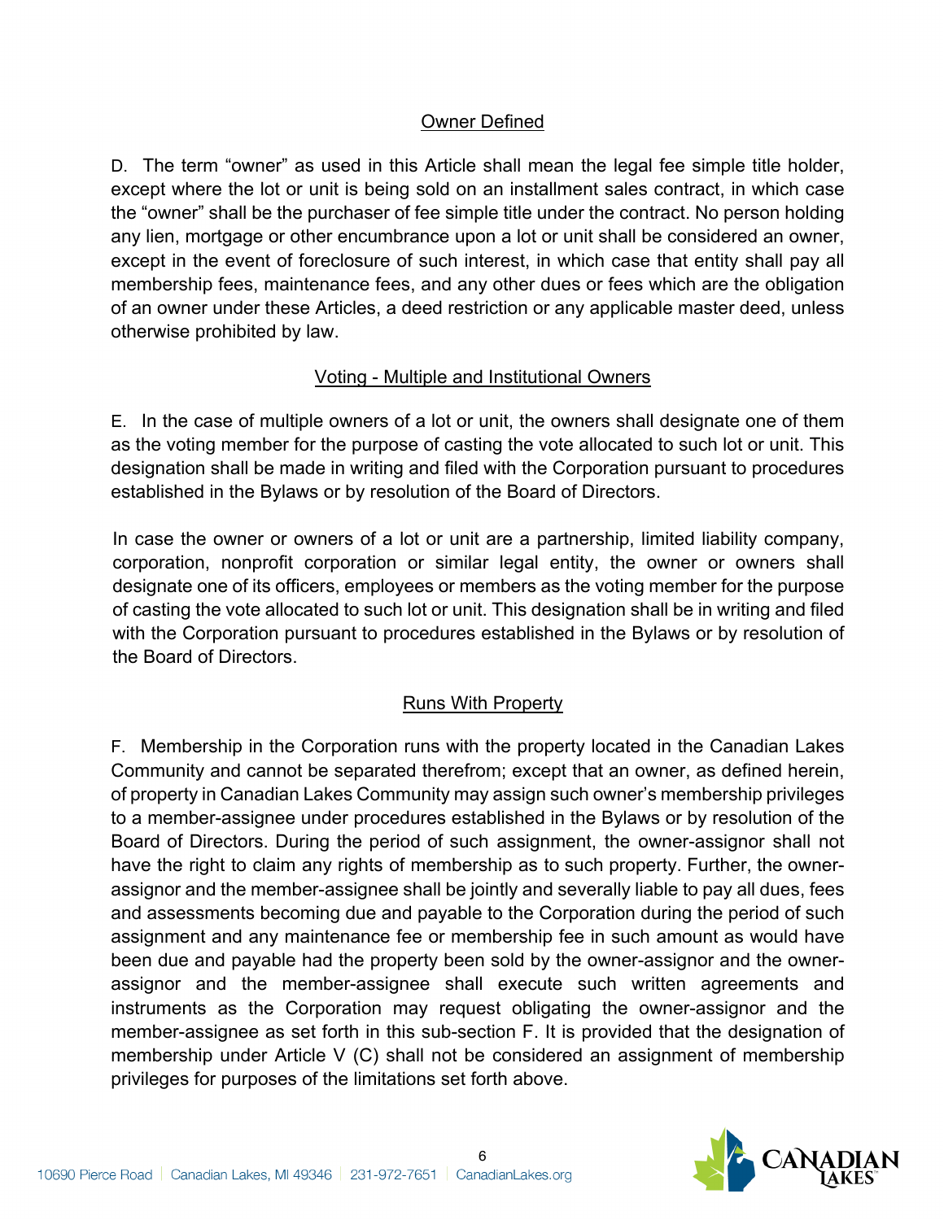## Owner Defined

D. The term “owner” as used in this Article shall mean the legal fee simple title holder, except where the lot or unit is being sold on an installment sales contract, in which case the “owner” shall be the purchaser of fee simple title under the contract. No person holding any lien, mortgage or other encumbrance upon a lot or unit shall be considered an owner, except in the event of foreclosure of such interest, in which case that entity shall pay all membership fees, maintenance fees, and any other dues or fees which are the obligation of an owner under these Articles, a deed restriction or any applicable master deed, unless otherwise prohibited by law.

## Voting - Multiple and Institutional Owners

E. In the case of multiple owners of a lot or unit, the owners shall designate one of them as the voting member for the purpose of casting the vote allocated to such lot or unit. This designation shall be made in writing and filed with the Corporation pursuant to procedures established in the Bylaws or by resolution of the Board of Directors.

In case the owner or owners of a lot or unit are a partnership, limited liability company, corporation, nonprofit corporation or similar legal entity, the owner or owners shall designate one of its officers, employees or members as the voting member for the purpose of casting the vote allocated to such lot or unit. This designation shall be in writing and filed with the Corporation pursuant to procedures established in the Bylaws or by resolution of the Board of Directors.

## Runs With Property

F. Membership in the Corporation runs with the property located in the Canadian Lakes Community and cannot be separated therefrom; except that an owner, as defined herein, of property in Canadian Lakes Community may assign such owner’s membership privileges to a member-assignee under procedures established in the Bylaws or by resolution of the Board of Directors. During the period of such assignment, the owner-assignor shall not have the right to claim any rights of membership as to such property. Further, the owner-assignor and the member-assignee shall be jointly and severally liable to pay all dues, fees and assessments becoming due and payable to the Corporation during the period of such assignment and any maintenance fee or membership fee in such amount as would have been due and payable had the property been sold by the owner-assignor and the owner-assignor and the member-assignee shall execute such written agreements and instruments as the Corporation may request obligating the owner-assignor and the member-assignee as set forth in this sub-section F. It is provided that the designation of membership under Article V (C) shall not be considered an assignment of membership privileges for purposes of the limitations set forth above.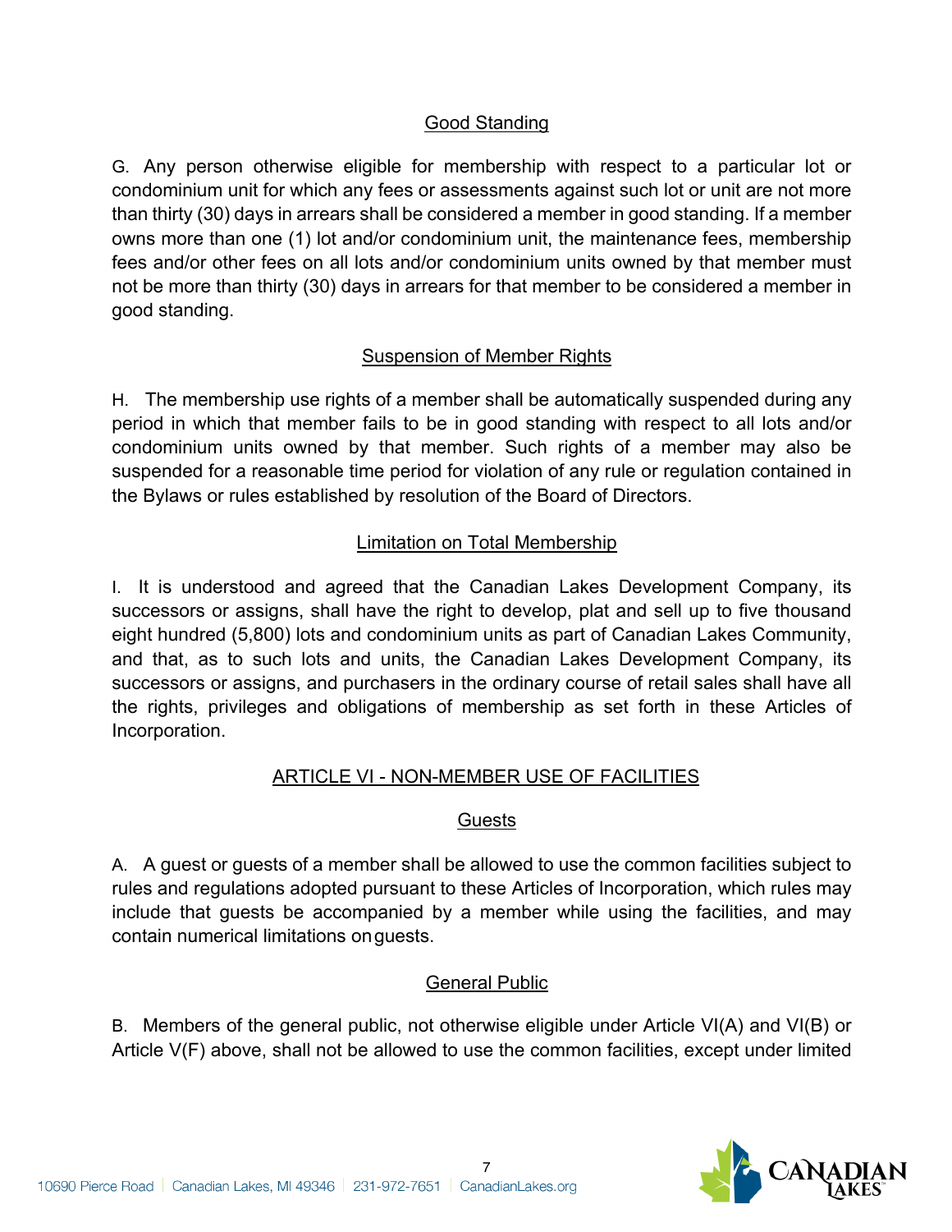### Good Standing

G. Any person otherwise eligible for membership with respect to a particular lot or condominium unit for which any fees or assessments against such lot or unit are not more than thirty (30) days in arrears shall be considered a member in good standing. If a member owns more than one (1) lot and/or condominium unit, the maintenance fees, membership fees and/or other fees on all lots and/or condominium units owned by that member must not be more than thirty (30) days in arrears for that member to be considered a member in good standing.

### Suspension of Member Rights

H. The membership use rights of a member shall be automatically suspended during any period in which that member fails to be in good standing with respect to all lots and/or condominium units owned by that member. Such rights of a member may also be suspended for a reasonable time period for violation of any rule or regulation contained in the Bylaws or rules established by resolution of the Board of Directors.

### Limitation on Total Membership

I. It is understood and agreed that the Canadian Lakes Development Company, its successors or assigns, shall have the right to develop, plat and sell up to five thousand eight hundred (5,800) lots and condominium units as part of Canadian Lakes Community, and that, as to such lots and units, the Canadian Lakes Development Company, its successors or assigns, and purchasers in the ordinary course of retail sales shall have all the rights, privileges and obligations of membership as set forth in these Articles of Incorporation.

## ARTICLE VI - NON-MEMBER USE OF FACILITIES

### Guests

A. A guest or guests of a member shall be allowed to use the common facilities subject to rules and regulations adopted pursuant to these Articles of Incorporation, which rules may include that guests be accompanied by a member while using the facilities, and may contain numerical limitations on guests.

### General Public

B. Members of the general public, not otherwise eligible under Article VI(A) and VI(B) or Article V(F) above, shall not be allowed to use the common facilities, except under limited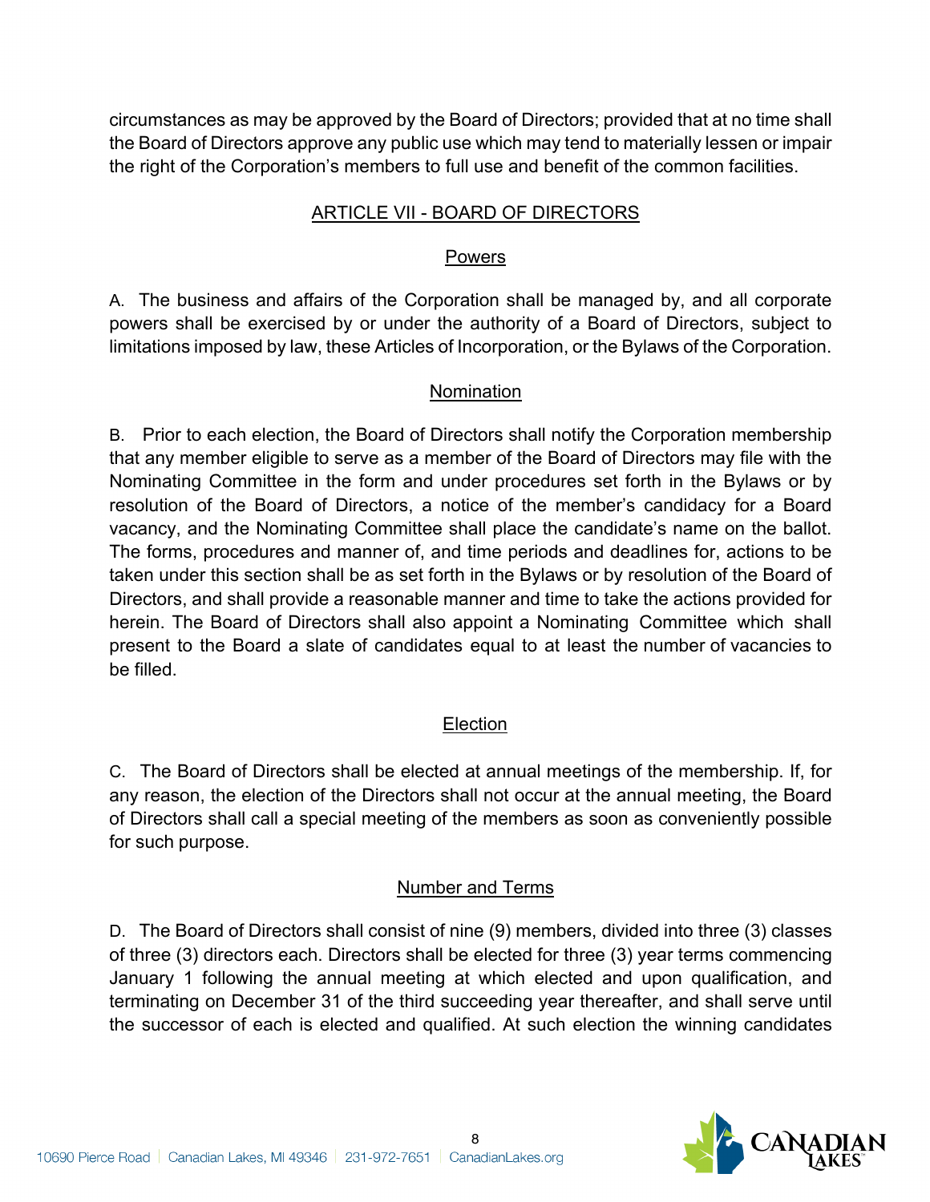circumstances as may be approved by the Board of Directors; provided that at no time shall the Board of Directors approve any public use which may tend to materially lessen or impair the right of the Corporation's members to full use and benefit of the common facilities.

## ARTICLE VII - BOARD OF DIRECTORS

### Powers

A. The business and affairs of the Corporation shall be managed by, and all corporate powers shall be exercised by or under the authority of a Board of Directors, subject to limitations imposed by law, these Articles of Incorporation, or the Bylaws of the Corporation.

### Nomination

B. Prior to each election, the Board of Directors shall notify the Corporation membership that any member eligible to serve as a member of the Board of Directors may file with the Nominating Committee in the form and under procedures set forth in the Bylaws or by resolution of the Board of Directors, a notice of the member's candidacy for a Board vacancy, and the Nominating Committee shall place the candidate's name on the ballot. The forms, procedures and manner of, and time periods and deadlines for, actions to be taken under this section shall be as set forth in the Bylaws or by resolution of the Board of Directors, and shall provide a reasonable manner and time to take the actions provided for herein. The Board of Directors shall also appoint a Nominating Committee which shall present to the Board a slate of candidates equal to at least the number of vacancies to be filled.

### Election

C. The Board of Directors shall be elected at annual meetings of the membership. If, for any reason, the election of the Directors shall not occur at the annual meeting, the Board of Directors shall call a special meeting of the members as soon as conveniently possible for such purpose.

### Number and Terms

D. The Board of Directors shall consist of nine (9) members, divided into three (3) classes of three (3) directors each. Directors shall be elected for three (3) year terms commencing January 1 following the annual meeting at which elected and upon qualification, and terminating on December 31 of the third succeeding year thereafter, and shall serve until the successor of each is elected and qualified. At such election the winning candidates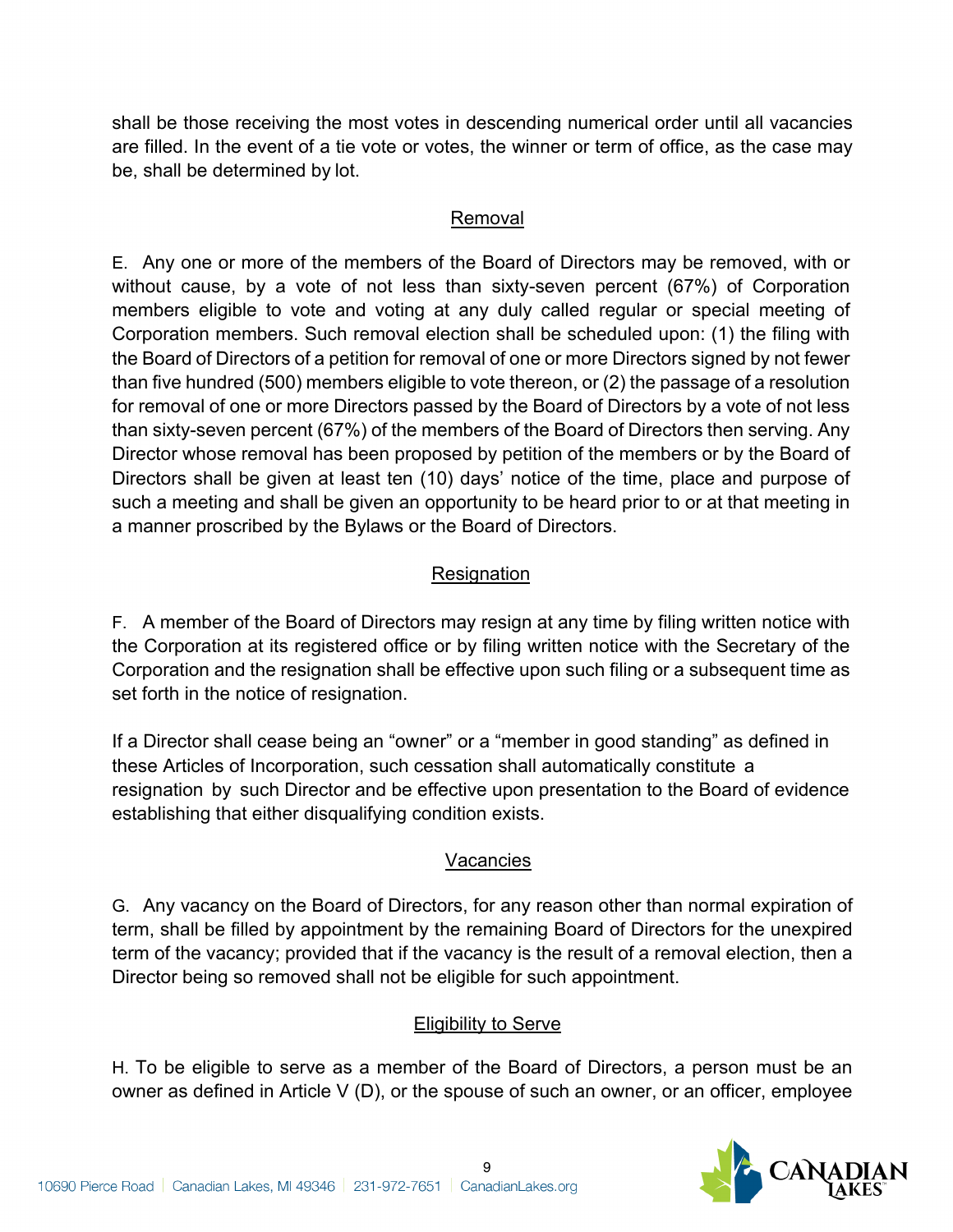shall be those receiving the most votes in descending numerical order until all vacancies are filled. In the event of a tie vote or votes, the winner or term of office, as the case may be, shall be determined by lot.

## Removal

E. Any one or more of the members of the Board of Directors may be removed, with or without cause, by a vote of not less than sixty-seven percent (67%) of Corporation members eligible to vote and voting at any duly called regular or special meeting of Corporation members. Such removal election shall be scheduled upon: (1) the filing with the Board of Directors of a petition for removal of one or more Directors signed by not fewer than five hundred (500) members eligible to vote thereon, or (2) the passage of a resolution for removal of one or more Directors passed by the Board of Directors by a vote of not less than sixty-seven percent (67%) of the members of the Board of Directors then serving. Any Director whose removal has been proposed by petition of the members or by the Board of Directors shall be given at least ten (10) days' notice of the time, place and purpose of such a meeting and shall be given an opportunity to be heard prior to or at that meeting in a manner proscribed by the Bylaws or the Board of Directors.

## Resignation

F. A member of the Board of Directors may resign at any time by filing written notice with the Corporation at its registered office or by filing written notice with the Secretary of the Corporation and the resignation shall be effective upon such filing or a subsequent time as set forth in the notice of resignation.

If a Director shall cease being an "owner" or a "member in good standing" as defined in these Articles of Incorporation, such cessation shall automatically constitute a resignation by such Director and be effective upon presentation to the Board of evidence establishing that either disqualifying condition exists.

## Vacancies

G. Any vacancy on the Board of Directors, for any reason other than normal expiration of term, shall be filled by appointment by the remaining Board of Directors for the unexpired term of the vacancy; provided that if the vacancy is the result of a removal election, then a Director being so removed shall not be eligible for such appointment.

## Eligibility to Serve

H. To be eligible to serve as a member of the Board of Directors, a person must be an owner as defined in Article V (D), or the spouse of such an owner, or an officer, employee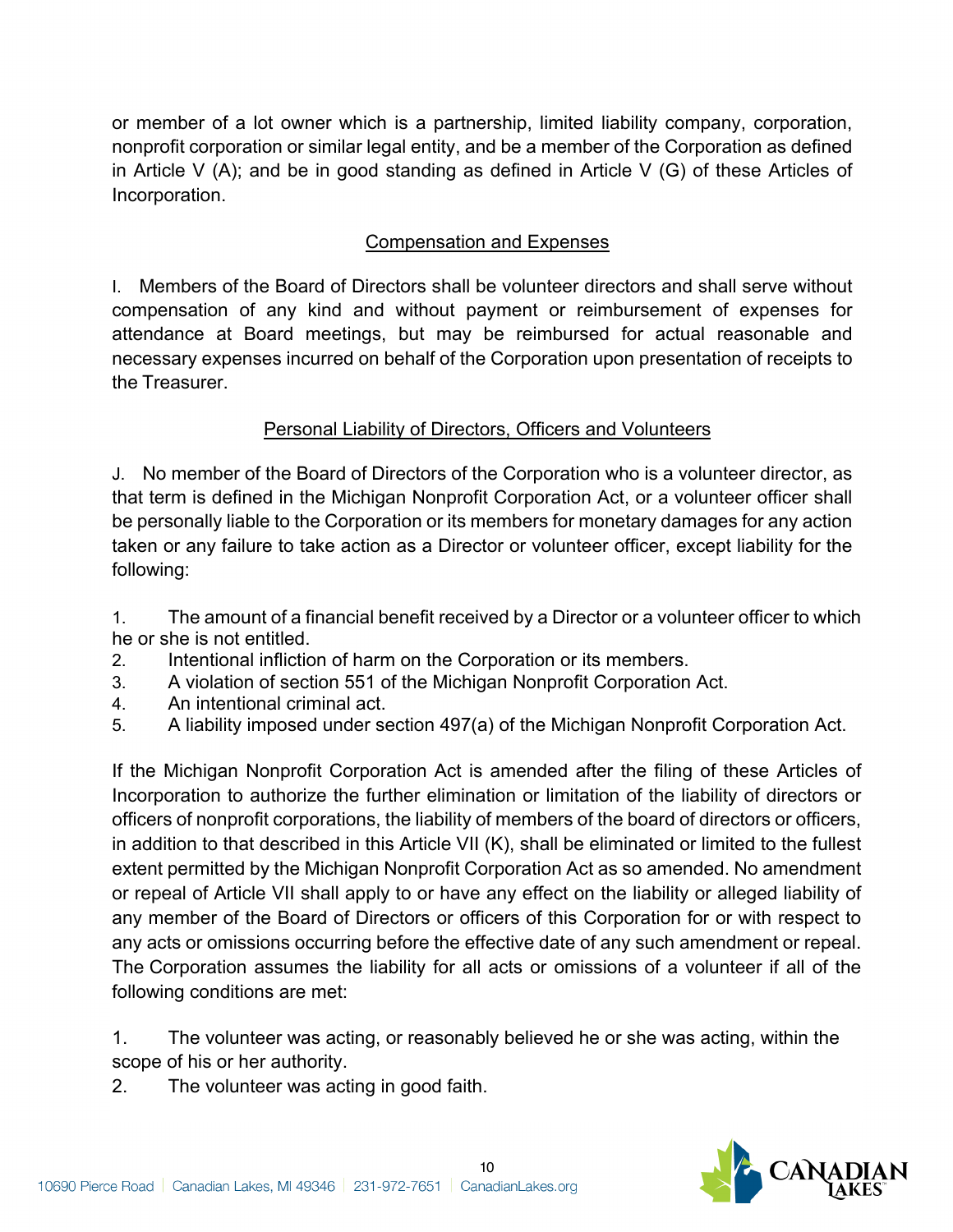or member of a lot owner which is a partnership, limited liability company, corporation, nonprofit corporation or similar legal entity, and be a member of the Corporation as defined in Article V (A); and be in good standing as defined in Article V (G) of these Articles of Incorporation.

## Compensation and Expenses

I. Members of the Board of Directors shall be volunteer directors and shall serve without compensation of any kind and without payment or reimbursement of expenses for attendance at Board meetings, but may be reimbursed for actual reasonable and necessary expenses incurred on behalf of the Corporation upon presentation of receipts to the Treasurer.

## Personal Liability of Directors, Officers and Volunteers

J. No member of the Board of Directors of the Corporation who is a volunteer director, as that term is defined in the Michigan Nonprofit Corporation Act, or a volunteer officer shall be personally liable to the Corporation or its members for monetary damages for any action taken or any failure to take action as a Director or volunteer officer, except liability for the following:

1. The amount of a financial benefit received by a Director or a volunteer officer to which he or she is not entitled.
2. Intentional infliction of harm on the Corporation or its members.
3. A violation of section 551 of the Michigan Nonprofit Corporation Act.
4. An intentional criminal act.
5. A liability imposed under section 497(a) of the Michigan Nonprofit Corporation Act.

If the Michigan Nonprofit Corporation Act is amended after the filing of these Articles of Incorporation to authorize the further elimination or limitation of the liability of directors or officers of nonprofit corporations, the liability of members of the board of directors or officers, in addition to that described in this Article VII (K), shall be eliminated or limited to the fullest extent permitted by the Michigan Nonprofit Corporation Act as so amended. No amendment or repeal of Article VII shall apply to or have any effect on the liability or alleged liability of any member of the Board of Directors or officers of this Corporation for or with respect to any acts or omissions occurring before the effective date of any such amendment or repeal. The Corporation assumes the liability for all acts or omissions of a volunteer if all of the following conditions are met:

1. The volunteer was acting, or reasonably believed he or she was acting, within the scope of his or her authority.
2. The volunteer was acting in good faith.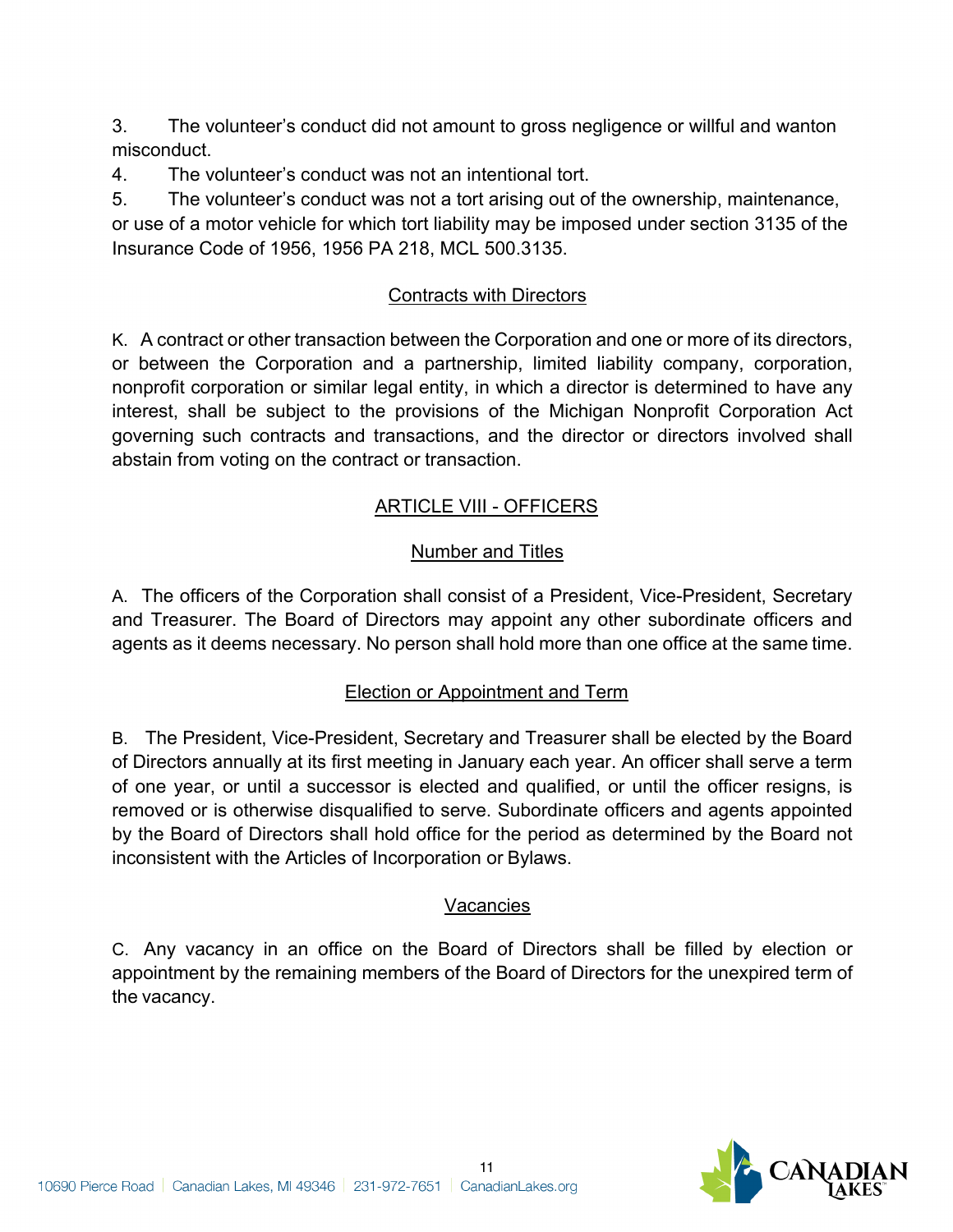3. The volunteer's conduct did not amount to gross negligence or willful and wanton misconduct.

4. The volunteer's conduct was not an intentional tort.

5. The volunteer's conduct was not a tort arising out of the ownership, maintenance, or use of a motor vehicle for which tort liability may be imposed under section 3135 of the Insurance Code of 1956, 1956 PA 218, MCL 500.3135.

### Contracts with Directors

K. A contract or other transaction between the Corporation and one or more of its directors, or between the Corporation and a partnership, limited liability company, corporation, nonprofit corporation or similar legal entity, in which a director is determined to have any interest, shall be subject to the provisions of the Michigan Nonprofit Corporation Act governing such contracts and transactions, and the director or directors involved shall abstain from voting on the contract or transaction.

## ARTICLE VIII - OFFICERS

### Number and Titles

A. The officers of the Corporation shall consist of a President, Vice-President, Secretary and Treasurer. The Board of Directors may appoint any other subordinate officers and agents as it deems necessary. No person shall hold more than one office at the same time.

### Election or Appointment and Term

B. The President, Vice-President, Secretary and Treasurer shall be elected by the Board of Directors annually at its first meeting in January each year. An officer shall serve a term of one year, or until a successor is elected and qualified, or until the officer resigns, is removed or is otherwise disqualified to serve. Subordinate officers and agents appointed by the Board of Directors shall hold office for the period as determined by the Board not inconsistent with the Articles of Incorporation or Bylaws.

### Vacancies

C. Any vacancy in an office on the Board of Directors shall be filled by election or appointment by the remaining members of the Board of Directors for the unexpired term of the vacancy.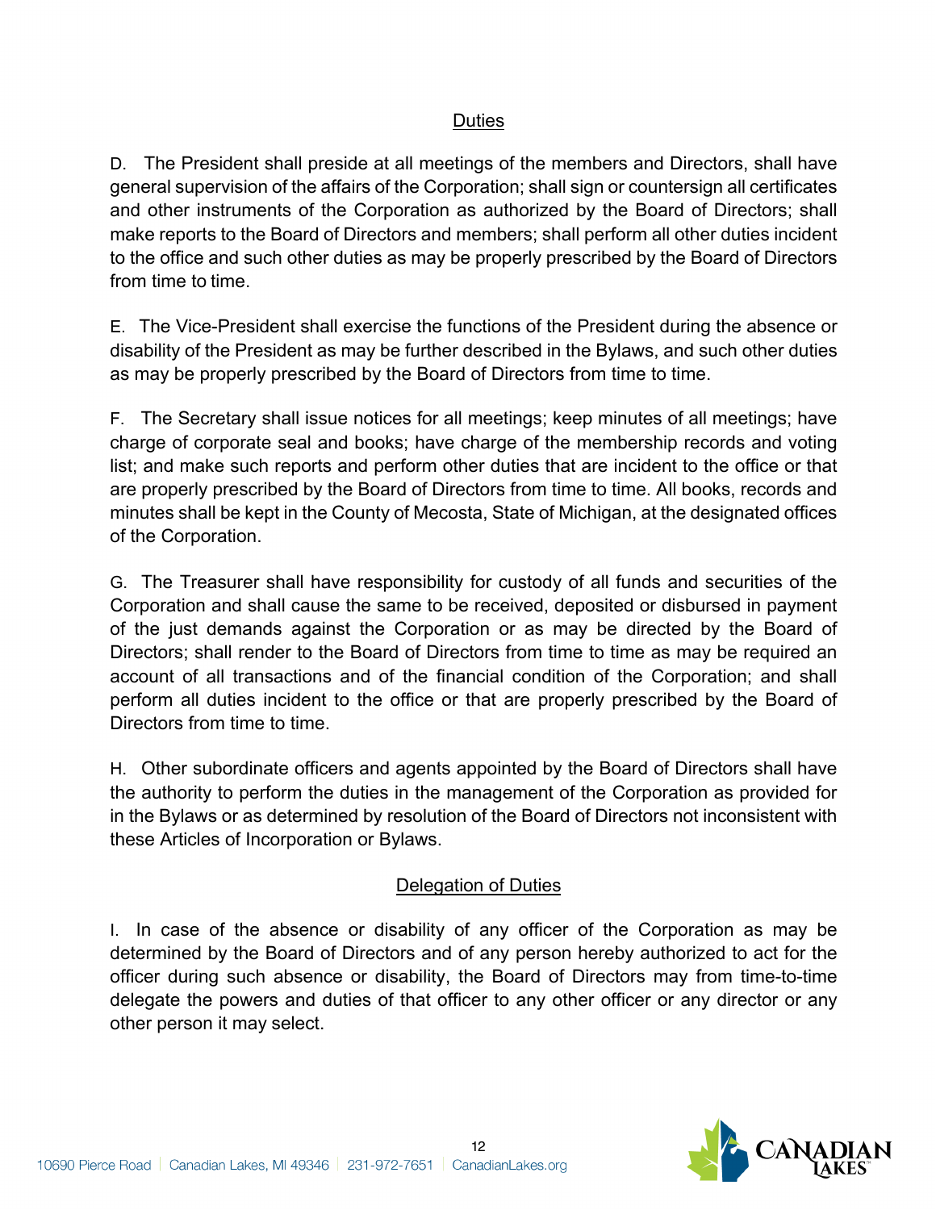## Duties

D. The President shall preside at all meetings of the members and Directors, shall have general supervision of the affairs of the Corporation; shall sign or countersign all certificates and other instruments of the Corporation as authorized by the Board of Directors; shall make reports to the Board of Directors and members; shall perform all other duties incident to the office and such other duties as may be properly prescribed by the Board of Directors from time to time.

E. The Vice-President shall exercise the functions of the President during the absence or disability of the President as may be further described in the Bylaws, and such other duties as may be properly prescribed by the Board of Directors from time to time.

F. The Secretary shall issue notices for all meetings; keep minutes of all meetings; have charge of corporate seal and books; have charge of the membership records and voting list; and make such reports and perform other duties that are incident to the office or that are properly prescribed by the Board of Directors from time to time. All books, records and minutes shall be kept in the County of Mecosta, State of Michigan, at the designated offices of the Corporation.

G. The Treasurer shall have responsibility for custody of all funds and securities of the Corporation and shall cause the same to be received, deposited or disbursed in payment of the just demands against the Corporation or as may be directed by the Board of Directors; shall render to the Board of Directors from time to time as may be required an account of all transactions and of the financial condition of the Corporation; and shall perform all duties incident to the office or that are properly prescribed by the Board of Directors from time to time.

H. Other subordinate officers and agents appointed by the Board of Directors shall have the authority to perform the duties in the management of the Corporation as provided for in the Bylaws or as determined by resolution of the Board of Directors not inconsistent with these Articles of Incorporation or Bylaws.

## Delegation of Duties

I. In case of the absence or disability of any officer of the Corporation as may be determined by the Board of Directors and of any person hereby authorized to act for the officer during such absence or disability, the Board of Directors may from time-to-time delegate the powers and duties of that officer to any other officer or any director or any other person it may select.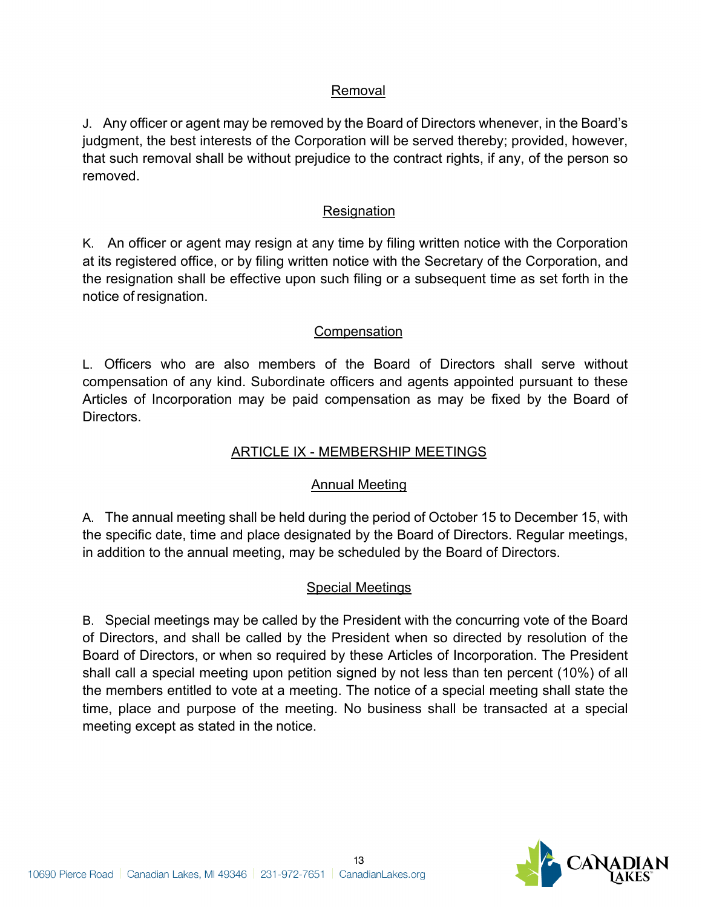### Removal

J. Any officer or agent may be removed by the Board of Directors whenever, in the Board's judgment, the best interests of the Corporation will be served thereby; provided, however, that such removal shall be without prejudice to the contract rights, if any, of the person so removed.

### Resignation

K. An officer or agent may resign at any time by filing written notice with the Corporation at its registered office, or by filing written notice with the Secretary of the Corporation, and the resignation shall be effective upon such filing or a subsequent time as set forth in the notice of resignation.

### Compensation

L. Officers who are also members of the Board of Directors shall serve without compensation of any kind. Subordinate officers and agents appointed pursuant to these Articles of Incorporation may be paid compensation as may be fixed by the Board of Directors.

## ARTICLE IX - MEMBERSHIP MEETINGS

### Annual Meeting

A. The annual meeting shall be held during the period of October 15 to December 15, with the specific date, time and place designated by the Board of Directors. Regular meetings, in addition to the annual meeting, may be scheduled by the Board of Directors.

### Special Meetings

B. Special meetings may be called by the President with the concurring vote of the Board of Directors, and shall be called by the President when so directed by resolution of the Board of Directors, or when so required by these Articles of Incorporation. The President shall call a special meeting upon petition signed by not less than ten percent (10%) of all the members entitled to vote at a meeting. The notice of a special meeting shall state the time, place and purpose of the meeting. No business shall be transacted at a special meeting except as stated in the notice.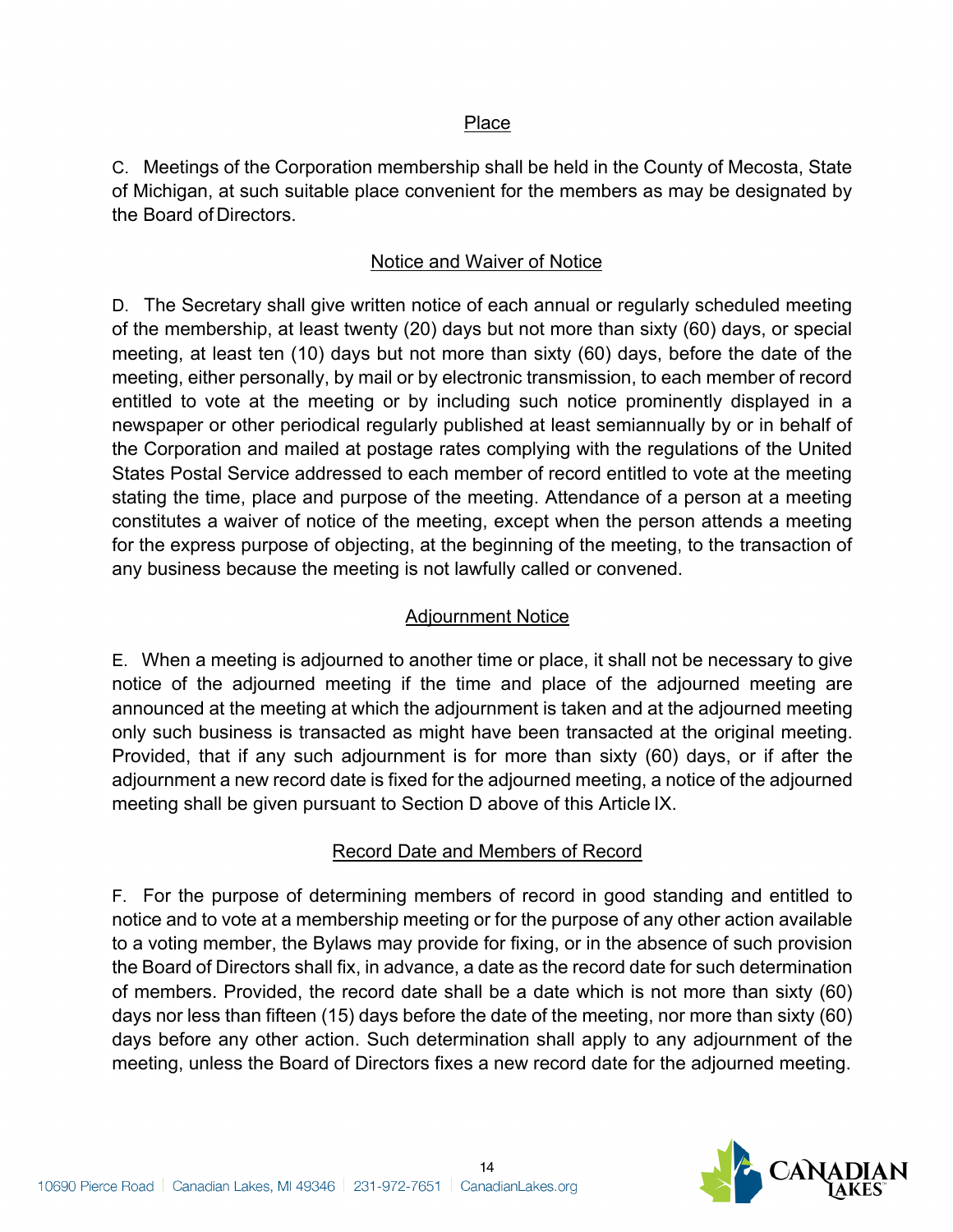Place

C. Meetings of the Corporation membership shall be held in the County of Mecosta, State of Michigan, at such suitable place convenient for the members as may be designated by the Board of Directors.

Notice and Waiver of Notice

D. The Secretary shall give written notice of each annual or regularly scheduled meeting of the membership, at least twenty (20) days but not more than sixty (60) days, or special meeting, at least ten (10) days but not more than sixty (60) days, before the date of the meeting, either personally, by mail or by electronic transmission, to each member of record entitled to vote at the meeting or by including such notice prominently displayed in a newspaper or other periodical regularly published at least semiannually by or in behalf of the Corporation and mailed at postage rates complying with the regulations of the United States Postal Service addressed to each member of record entitled to vote at the meeting stating the time, place and purpose of the meeting. Attendance of a person at a meeting constitutes a waiver of notice of the meeting, except when the person attends a meeting for the express purpose of objecting, at the beginning of the meeting, to the transaction of any business because the meeting is not lawfully called or convened.

Adjournment Notice

E. When a meeting is adjourned to another time or place, it shall not be necessary to give notice of the adjourned meeting if the time and place of the adjourned meeting are announced at the meeting at which the adjournment is taken and at the adjourned meeting only such business is transacted as might have been transacted at the original meeting. Provided, that if any such adjournment is for more than sixty (60) days, or if after the adjournment a new record date is fixed for the adjourned meeting, a notice of the adjourned meeting shall be given pursuant to Section D above of this Article IX.

Record Date and Members of Record

F. For the purpose of determining members of record in good standing and entitled to notice and to vote at a membership meeting or for the purpose of any other action available to a voting member, the Bylaws may provide for fixing, or in the absence of such provision the Board of Directors shall fix, in advance, a date as the record date for such determination of members. Provided, the record date shall be a date which is not more than sixty (60) days nor less than fifteen (15) days before the date of the meeting, nor more than sixty (60) days before any other action. Such determination shall apply to any adjournment of the meeting, unless the Board of Directors fixes a new record date for the adjourned meeting.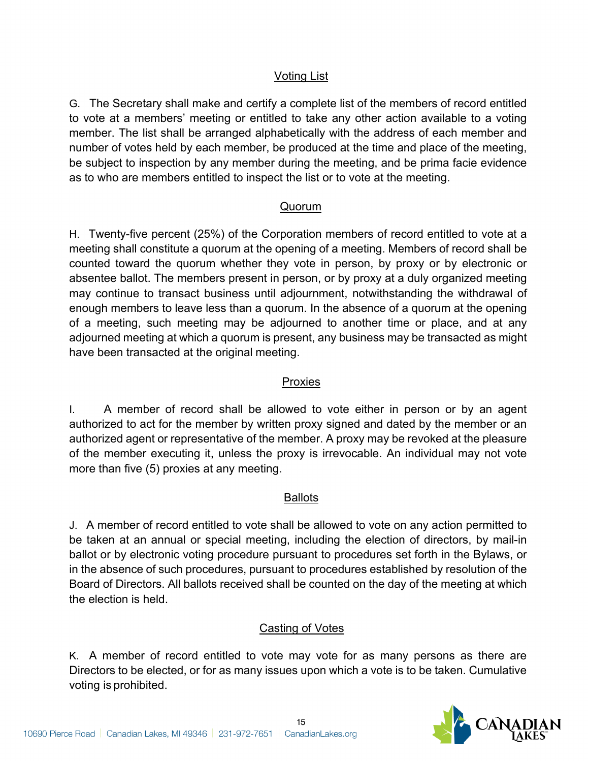### Voting List

G. The Secretary shall make and certify a complete list of the members of record entitled to vote at a members' meeting or entitled to take any other action available to a voting member. The list shall be arranged alphabetically with the address of each member and number of votes held by each member, be produced at the time and place of the meeting, be subject to inspection by any member during the meeting, and be prima facie evidence as to who are members entitled to inspect the list or to vote at the meeting.

### Quorum

H. Twenty-five percent (25%) of the Corporation members of record entitled to vote at a meeting shall constitute a quorum at the opening of a meeting. Members of record shall be counted toward the quorum whether they vote in person, by proxy or by electronic or absentee ballot. The members present in person, or by proxy at a duly organized meeting may continue to transact business until adjournment, notwithstanding the withdrawal of enough members to leave less than a quorum. In the absence of a quorum at the opening of a meeting, such meeting may be adjourned to another time or place, and at any adjourned meeting at which a quorum is present, any business may be transacted as might have been transacted at the original meeting.

### Proxies

I. A member of record shall be allowed to vote either in person or by an agent authorized to act for the member by written proxy signed and dated by the member or an authorized agent or representative of the member. A proxy may be revoked at the pleasure of the member executing it, unless the proxy is irrevocable. An individual may not vote more than five (5) proxies at any meeting.

### Ballots

J. A member of record entitled to vote shall be allowed to vote on any action permitted to be taken at an annual or special meeting, including the election of directors, by mail-in ballot or by electronic voting procedure pursuant to procedures set forth in the Bylaws, or in the absence of such procedures, pursuant to procedures established by resolution of the Board of Directors. All ballots received shall be counted on the day of the meeting at which the election is held.

### Casting of Votes

K. A member of record entitled to vote may vote for as many persons as there are Directors to be elected, or for as many issues upon which a vote is to be taken. Cumulative voting is prohibited.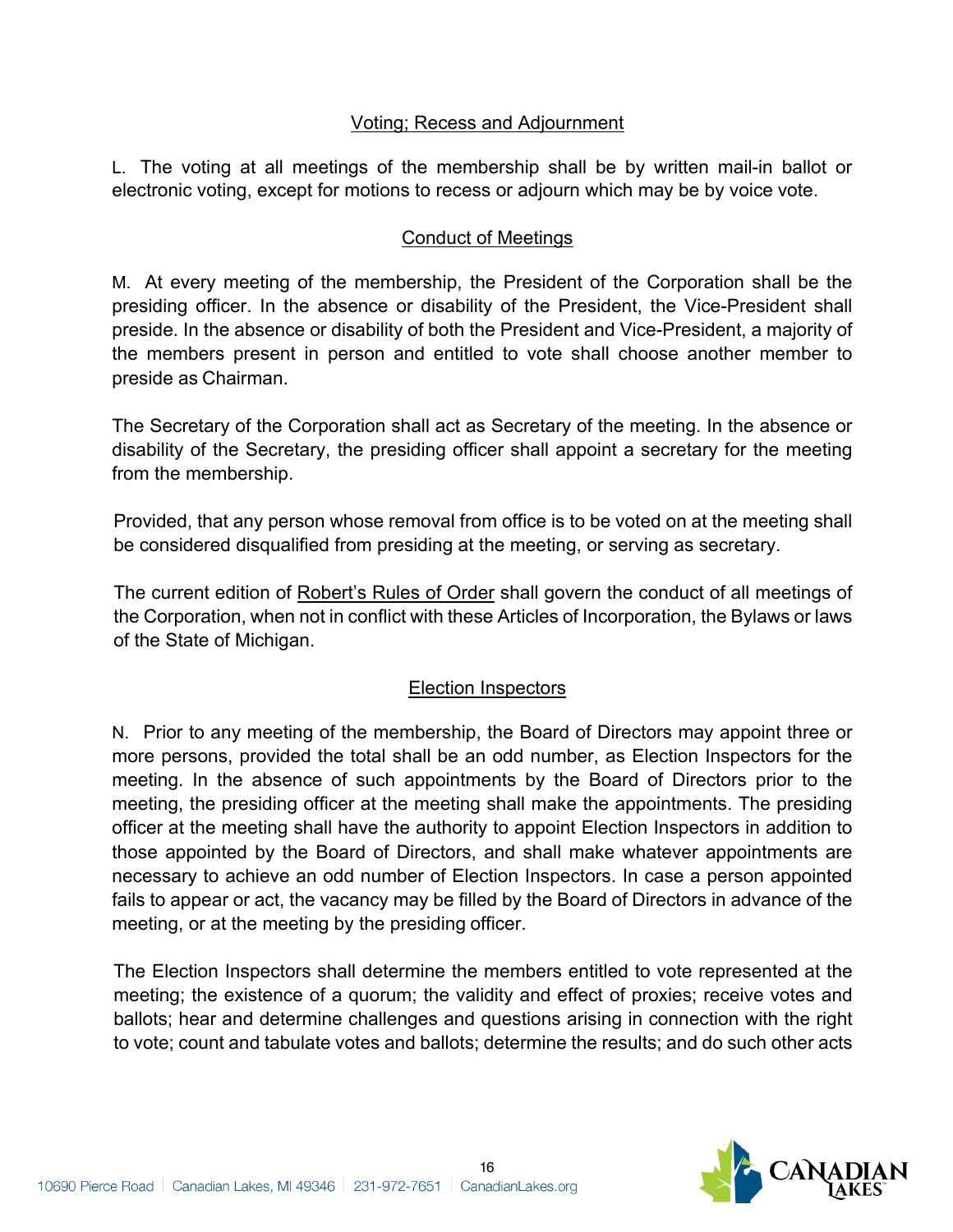### Voting; Recess and Adjournment

L. The voting at all meetings of the membership shall be by written mail-in ballot or electronic voting, except for motions to recess or adjourn which may be by voice vote.

### Conduct of Meetings

M. At every meeting of the membership, the President of the Corporation shall be the presiding officer. In the absence or disability of the President, the Vice-President shall preside. In the absence or disability of both the President and Vice-President, a majority of the members present in person and entitled to vote shall choose another member to preside as Chairman.

The Secretary of the Corporation shall act as Secretary of the meeting. In the absence or disability of the Secretary, the presiding officer shall appoint a secretary for the meeting from the membership.

Provided, that any person whose removal from office is to be voted on at the meeting shall be considered disqualified from presiding at the meeting, or serving as secretary.

The current edition of Robert's Rules of Order shall govern the conduct of all meetings of the Corporation, when not in conflict with these Articles of Incorporation, the Bylaws or laws of the State of Michigan.

### Election Inspectors

N. Prior to any meeting of the membership, the Board of Directors may appoint three or more persons, provided the total shall be an odd number, as Election Inspectors for the meeting. In the absence of such appointments by the Board of Directors prior to the meeting, the presiding officer at the meeting shall make the appointments. The presiding officer at the meeting shall have the authority to appoint Election Inspectors in addition to those appointed by the Board of Directors, and shall make whatever appointments are necessary to achieve an odd number of Election Inspectors. In case a person appointed fails to appear or act, the vacancy may be filled by the Board of Directors in advance of the meeting, or at the meeting by the presiding officer.

The Election Inspectors shall determine the members entitled to vote represented at the meeting; the existence of a quorum; the validity and effect of proxies; receive votes and ballots; hear and determine challenges and questions arising in connection with the right to vote; count and tabulate votes and ballots; determine the results; and do such other acts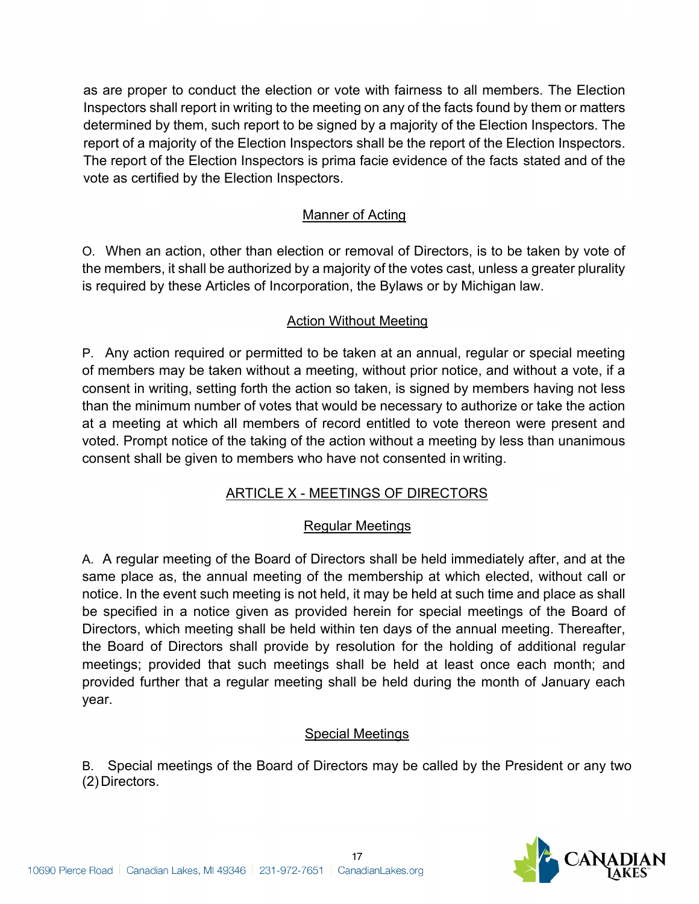as are proper to conduct the election or vote with fairness to all members. The Election Inspectors shall report in writing to the meeting on any of the facts found by them or matters determined by them, such report to be signed by a majority of the Election Inspectors. The report of a majority of the Election Inspectors shall be the report of the Election Inspectors. The report of the Election Inspectors is prima facie evidence of the facts stated and of the vote as certified by the Election Inspectors.

### Manner of Acting

O. When an action, other than election or removal of Directors, is to be taken by vote of the members, it shall be authorized by a majority of the votes cast, unless a greater plurality is required by these Articles of Incorporation, the Bylaws or by Michigan law.

### Action Without Meeting

P. Any action required or permitted to be taken at an annual, regular or special meeting of members may be taken without a meeting, without prior notice, and without a vote, if a consent in writing, setting forth the action so taken, is signed by members having not less than the minimum number of votes that would be necessary to authorize or take the action at a meeting at which all members of record entitled to vote thereon were present and voted. Prompt notice of the taking of the action without a meeting by less than unanimous consent shall be given to members who have not consented in writing.

## ARTICLE X - MEETINGS OF DIRECTORS

### Regular Meetings

A. A regular meeting of the Board of Directors shall be held immediately after, and at the same place as, the annual meeting of the membership at which elected, without call or notice. In the event such meeting is not held, it may be held at such time and place as shall be specified in a notice given as provided herein for special meetings of the Board of Directors, which meeting shall be held within ten days of the annual meeting. Thereafter, the Board of Directors shall provide by resolution for the holding of additional regular meetings; provided that such meetings shall be held at least once each month; and provided further that a regular meeting shall be held during the month of January each year.

### Special Meetings

B. Special meetings of the Board of Directors may be called by the President or any two (2) Directors.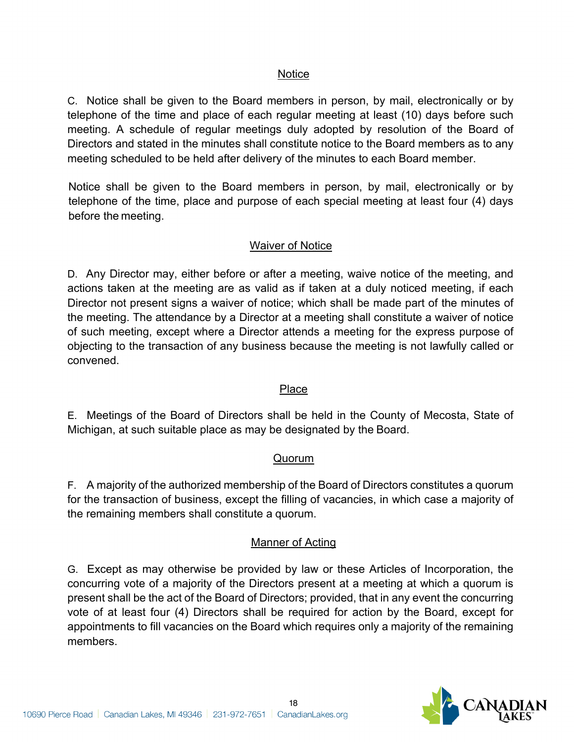### Notice

C. Notice shall be given to the Board members in person, by mail, electronically or by telephone of the time and place of each regular meeting at least (10) days before such meeting. A schedule of regular meetings duly adopted by resolution of the Board of Directors and stated in the minutes shall constitute notice to the Board members as to any meeting scheduled to be held after delivery of the minutes to each Board member.

Notice shall be given to the Board members in person, by mail, electronically or by telephone of the time, place and purpose of each special meeting at least four (4) days before the meeting.

### Waiver of Notice

D. Any Director may, either before or after a meeting, waive notice of the meeting, and actions taken at the meeting are as valid as if taken at a duly noticed meeting, if each Director not present signs a waiver of notice; which shall be made part of the minutes of the meeting. The attendance by a Director at a meeting shall constitute a waiver of notice of such meeting, except where a Director attends a meeting for the express purpose of objecting to the transaction of any business because the meeting is not lawfully called or convened.

### Place

E. Meetings of the Board of Directors shall be held in the County of Mecosta, State of Michigan, at such suitable place as may be designated by the Board.

### Quorum

F. A majority of the authorized membership of the Board of Directors constitutes a quorum for the transaction of business, except the filling of vacancies, in which case a majority of the remaining members shall constitute a quorum.

### Manner of Acting

G. Except as may otherwise be provided by law or these Articles of Incorporation, the concurring vote of a majority of the Directors present at a meeting at which a quorum is present shall be the act of the Board of Directors; provided, that in any event the concurring vote of at least four (4) Directors shall be required for action by the Board, except for appointments to fill vacancies on the Board which requires only a majority of the remaining members.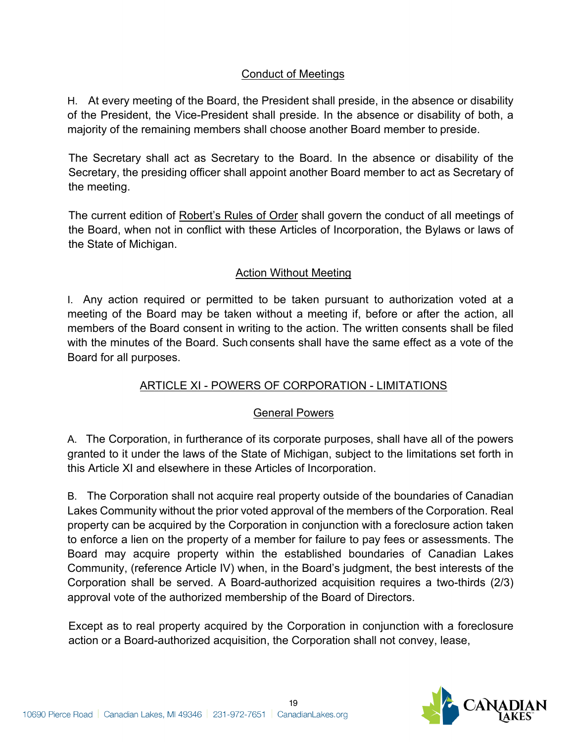### Conduct of Meetings

H. At every meeting of the Board, the President shall preside, in the absence or disability of the President, the Vice-President shall preside. In the absence or disability of both, a majority of the remaining members shall choose another Board member to preside.

The Secretary shall act as Secretary to the Board. In the absence or disability of the Secretary, the presiding officer shall appoint another Board member to act as Secretary of the meeting.

The current edition of Robert's Rules of Order shall govern the conduct of all meetings of the Board, when not in conflict with these Articles of Incorporation, the Bylaws or laws of the State of Michigan.

### Action Without Meeting

I. Any action required or permitted to be taken pursuant to authorization voted at a meeting of the Board may be taken without a meeting if, before or after the action, all members of the Board consent in writing to the action. The written consents shall be filed with the minutes of the Board. Such consents shall have the same effect as a vote of the Board for all purposes.

## ARTICLE XI - POWERS OF CORPORATION - LIMITATIONS

### General Powers

A. The Corporation, in furtherance of its corporate purposes, shall have all of the powers granted to it under the laws of the State of Michigan, subject to the limitations set forth in this Article XI and elsewhere in these Articles of Incorporation.

B. The Corporation shall not acquire real property outside of the boundaries of Canadian Lakes Community without the prior voted approval of the members of the Corporation. Real property can be acquired by the Corporation in conjunction with a foreclosure action taken to enforce a lien on the property of a member for failure to pay fees or assessments. The Board may acquire property within the established boundaries of Canadian Lakes Community, (reference Article IV) when, in the Board's judgment, the best interests of the Corporation shall be served. A Board-authorized acquisition requires a two-thirds (2/3) approval vote of the authorized membership of the Board of Directors.

Except as to real property acquired by the Corporation in conjunction with a foreclosure action or a Board-authorized acquisition, the Corporation shall not convey, lease,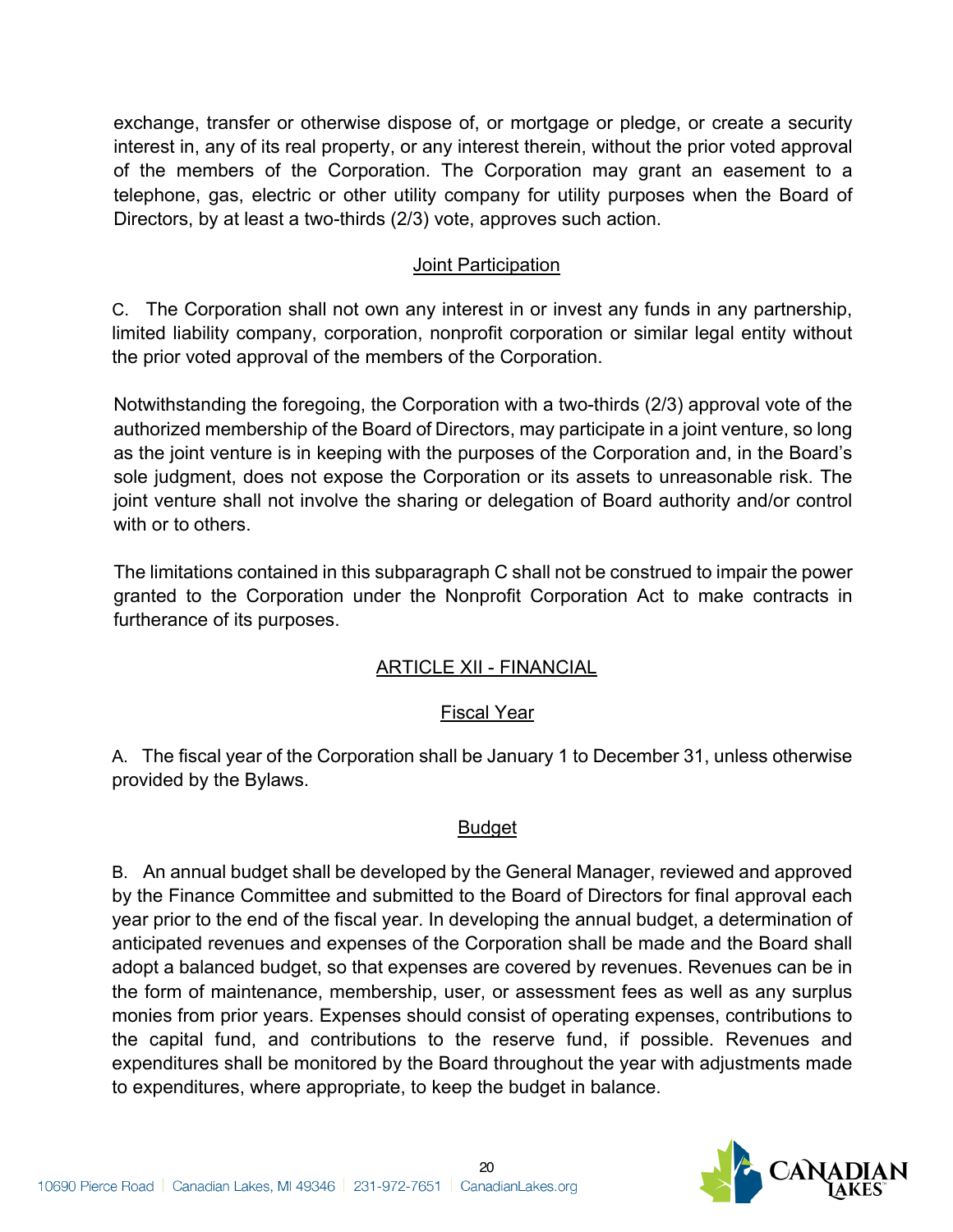exchange, transfer or otherwise dispose of, or mortgage or pledge, or create a security interest in, any of its real property, or any interest therein, without the prior voted approval of the members of the Corporation. The Corporation may grant an easement to a telephone, gas, electric or other utility company for utility purposes when the Board of Directors, by at least a two-thirds (2/3) vote, approves such action.

### Joint Participation

C. The Corporation shall not own any interest in or invest any funds in any partnership, limited liability company, corporation, nonprofit corporation or similar legal entity without the prior voted approval of the members of the Corporation.

Notwithstanding the foregoing, the Corporation with a two-thirds (2/3) approval vote of the authorized membership of the Board of Directors, may participate in a joint venture, so long as the joint venture is in keeping with the purposes of the Corporation and, in the Board's sole judgment, does not expose the Corporation or its assets to unreasonable risk. The joint venture shall not involve the sharing or delegation of Board authority and/or control with or to others.

The limitations contained in this subparagraph C shall not be construed to impair the power granted to the Corporation under the Nonprofit Corporation Act to make contracts in furtherance of its purposes.

## ARTICLE XII - FINANCIAL

### Fiscal Year

A. The fiscal year of the Corporation shall be January 1 to December 31, unless otherwise provided by the Bylaws.

### Budget

B. An annual budget shall be developed by the General Manager, reviewed and approved by the Finance Committee and submitted to the Board of Directors for final approval each year prior to the end of the fiscal year. In developing the annual budget, a determination of anticipated revenues and expenses of the Corporation shall be made and the Board shall adopt a balanced budget, so that expenses are covered by revenues. Revenues can be in the form of maintenance, membership, user, or assessment fees as well as any surplus monies from prior years. Expenses should consist of operating expenses, contributions to the capital fund, and contributions to the reserve fund, if possible. Revenues and expenditures shall be monitored by the Board throughout the year with adjustments made to expenditures, where appropriate, to keep the budget in balance.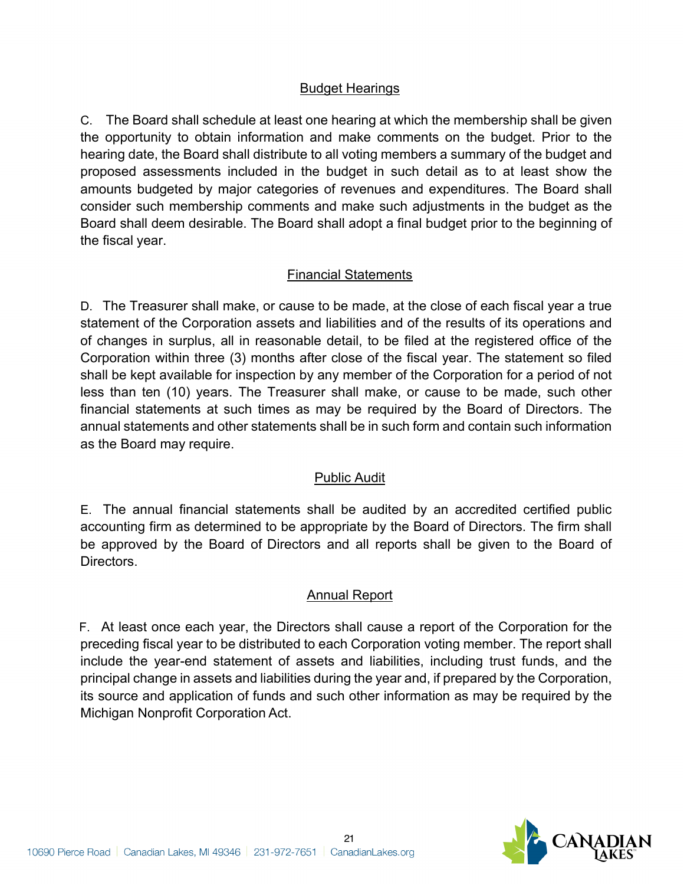## Budget Hearings

C. The Board shall schedule at least one hearing at which the membership shall be given the opportunity to obtain information and make comments on the budget. Prior to the hearing date, the Board shall distribute to all voting members a summary of the budget and proposed assessments included in the budget in such detail as to at least show the amounts budgeted by major categories of revenues and expenditures. The Board shall consider such membership comments and make such adjustments in the budget as the Board shall deem desirable. The Board shall adopt a final budget prior to the beginning of the fiscal year.

## Financial Statements

D. The Treasurer shall make, or cause to be made, at the close of each fiscal year a true statement of the Corporation assets and liabilities and of the results of its operations and of changes in surplus, all in reasonable detail, to be filed at the registered office of the Corporation within three (3) months after close of the fiscal year. The statement so filed shall be kept available for inspection by any member of the Corporation for a period of not less than ten (10) years. The Treasurer shall make, or cause to be made, such other financial statements at such times as may be required by the Board of Directors. The annual statements and other statements shall be in such form and contain such information as the Board may require.

## Public Audit

E. The annual financial statements shall be audited by an accredited certified public accounting firm as determined to be appropriate by the Board of Directors. The firm shall be approved by the Board of Directors and all reports shall be given to the Board of Directors.

## Annual Report

F. At least once each year, the Directors shall cause a report of the Corporation for the preceding fiscal year to be distributed to each Corporation voting member. The report shall include the year-end statement of assets and liabilities, including trust funds, and the principal change in assets and liabilities during the year and, if prepared by the Corporation, its source and application of funds and such other information as may be required by the Michigan Nonprofit Corporation Act.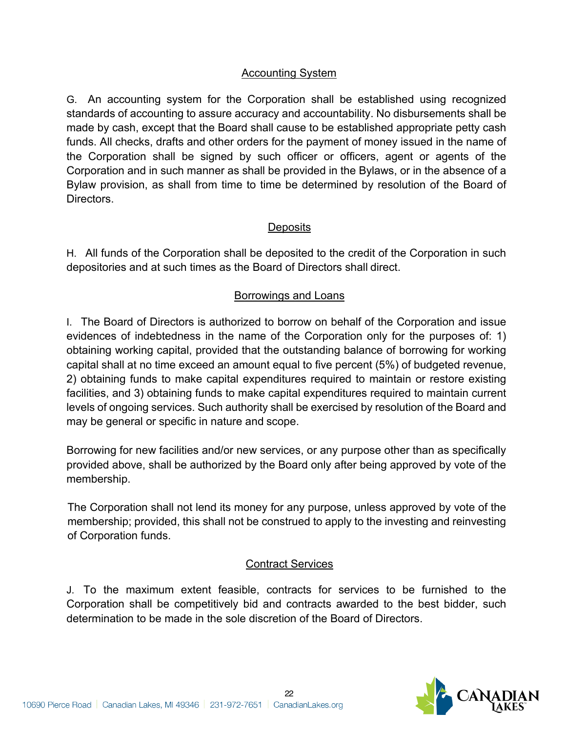## Accounting System

G. An accounting system for the Corporation shall be established using recognized standards of accounting to assure accuracy and accountability. No disbursements shall be made by cash, except that the Board shall cause to be established appropriate petty cash funds. All checks, drafts and other orders for the payment of money issued in the name of the Corporation shall be signed by such officer or officers, agent or agents of the Corporation and in such manner as shall be provided in the Bylaws, or in the absence of a Bylaw provision, as shall from time to time be determined by resolution of the Board of Directors.

## Deposits

H. All funds of the Corporation shall be deposited to the credit of the Corporation in such depositories and at such times as the Board of Directors shall direct.

## Borrowings and Loans

I. The Board of Directors is authorized to borrow on behalf of the Corporation and issue evidences of indebtedness in the name of the Corporation only for the purposes of: 1) obtaining working capital, provided that the outstanding balance of borrowing for working capital shall at no time exceed an amount equal to five percent (5%) of budgeted revenue, 2) obtaining funds to make capital expenditures required to maintain or restore existing facilities, and 3) obtaining funds to make capital expenditures required to maintain current levels of ongoing services. Such authority shall be exercised by resolution of the Board and may be general or specific in nature and scope.

Borrowing for new facilities and/or new services, or any purpose other than as specifically provided above, shall be authorized by the Board only after being approved by vote of the membership.

The Corporation shall not lend its money for any purpose, unless approved by vote of the membership; provided, this shall not be construed to apply to the investing and reinvesting of Corporation funds.

## Contract Services

J. To the maximum extent feasible, contracts for services to be furnished to the Corporation shall be competitively bid and contracts awarded to the best bidder, such determination to be made in the sole discretion of the Board of Directors.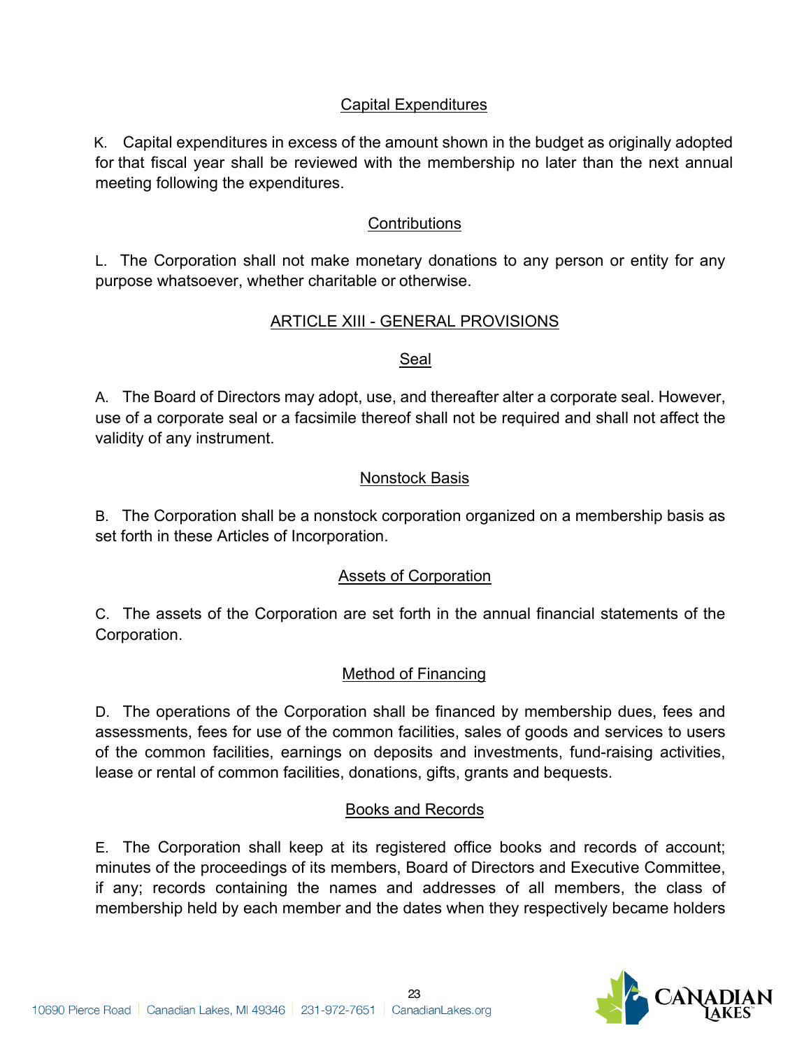### Capital Expenditures

K. Capital expenditures in excess of the amount shown in the budget as originally adopted for that fiscal year shall be reviewed with the membership no later than the next annual meeting following the expenditures.

### Contributions

L. The Corporation shall not make monetary donations to any person or entity for any purpose whatsoever, whether charitable or otherwise.

## ARTICLE XIII - GENERAL PROVISIONS

### Seal

A. The Board of Directors may adopt, use, and thereafter alter a corporate seal. However, use of a corporate seal or a facsimile thereof shall not be required and shall not affect the validity of any instrument.

### Nonstock Basis

B. The Corporation shall be a nonstock corporation organized on a membership basis as set forth in these Articles of Incorporation.

### Assets of Corporation

C. The assets of the Corporation are set forth in the annual financial statements of the Corporation.

### Method of Financing

D. The operations of the Corporation shall be financed by membership dues, fees and assessments, fees for use of the common facilities, sales of goods and services to users of the common facilities, earnings on deposits and investments, fund-raising activities, lease or rental of common facilities, donations, gifts, grants and bequests.

### Books and Records

E. The Corporation shall keep at its registered office books and records of account; minutes of the proceedings of its members, Board of Directors and Executive Committee, if any; records containing the names and addresses of all members, the class of membership held by each member and the dates when they respectively became holders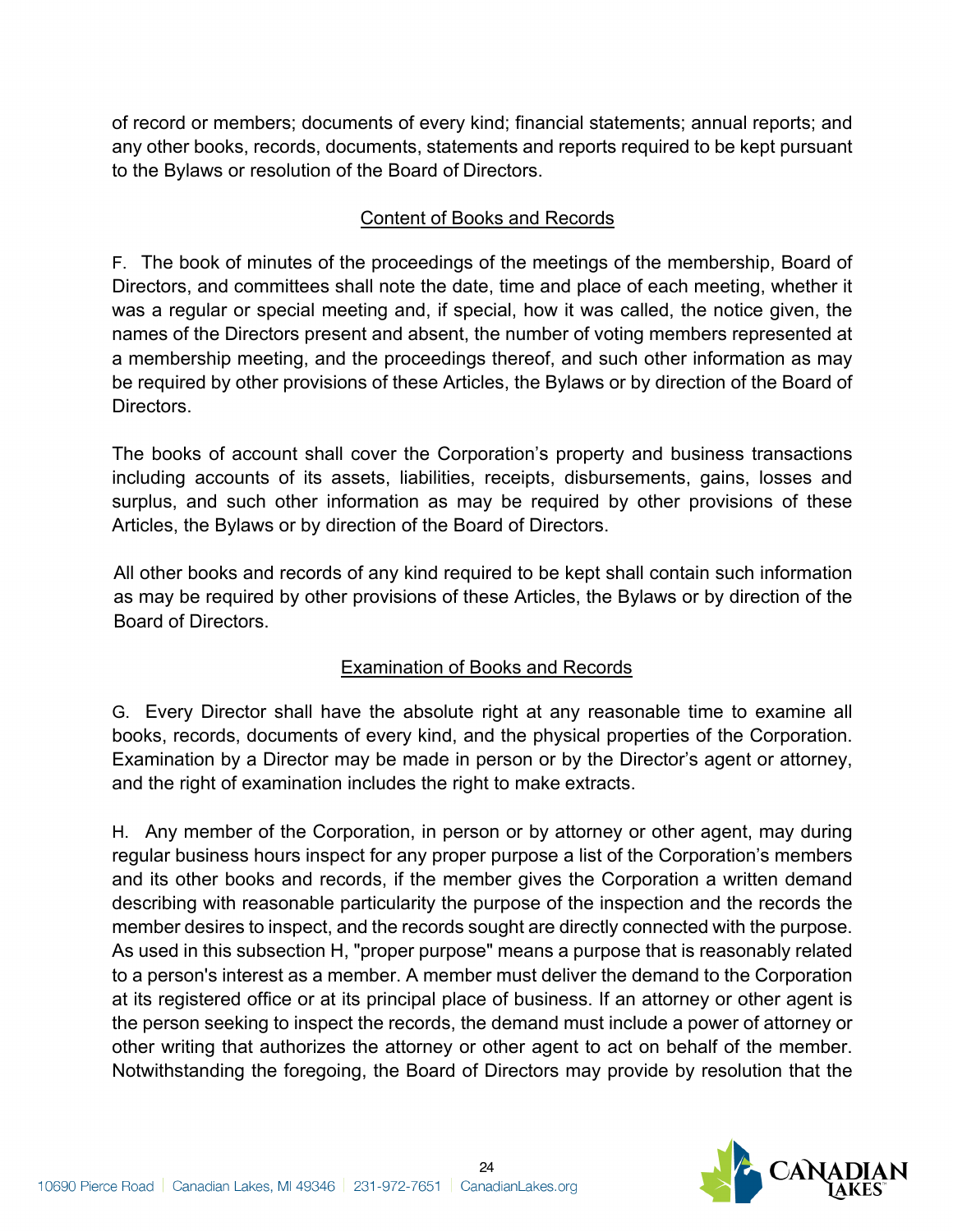of record or members; documents of every kind; financial statements; annual reports; and any other books, records, documents, statements and reports required to be kept pursuant to the Bylaws or resolution of the Board of Directors.

<u>Content of Books and Records</u>

F. The book of minutes of the proceedings of the meetings of the membership, Board of Directors, and committees shall note the date, time and place of each meeting, whether it was a regular or special meeting and, if special, how it was called, the notice given, the names of the Directors present and absent, the number of voting members represented at a membership meeting, and the proceedings thereof, and such other information as may be required by other provisions of these Articles, the Bylaws or by direction of the Board of Directors.

The books of account shall cover the Corporation's property and business transactions including accounts of its assets, liabilities, receipts, disbursements, gains, losses and surplus, and such other information as may be required by other provisions of these Articles, the Bylaws or by direction of the Board of Directors.

All other books and records of any kind required to be kept shall contain such information as may be required by other provisions of these Articles, the Bylaws or by direction of the Board of Directors.

<u>Examination of Books and Records</u>

G. Every Director shall have the absolute right at any reasonable time to examine all books, records, documents of every kind, and the physical properties of the Corporation. Examination by a Director may be made in person or by the Director's agent or attorney, and the right of examination includes the right to make extracts.

H. Any member of the Corporation, in person or by attorney or other agent, may during regular business hours inspect for any proper purpose a list of the Corporation's members and its other books and records, if the member gives the Corporation a written demand describing with reasonable particularity the purpose of the inspection and the records the member desires to inspect, and the records sought are directly connected with the purpose. As used in this subsection H, "proper purpose" means a purpose that is reasonably related to a person's interest as a member. A member must deliver the demand to the Corporation at its registered office or at its principal place of business. If an attorney or other agent is the person seeking to inspect the records, the demand must include a power of attorney or other writing that authorizes the attorney or other agent to act on behalf of the member. Notwithstanding the foregoing, the Board of Directors may provide by resolution that the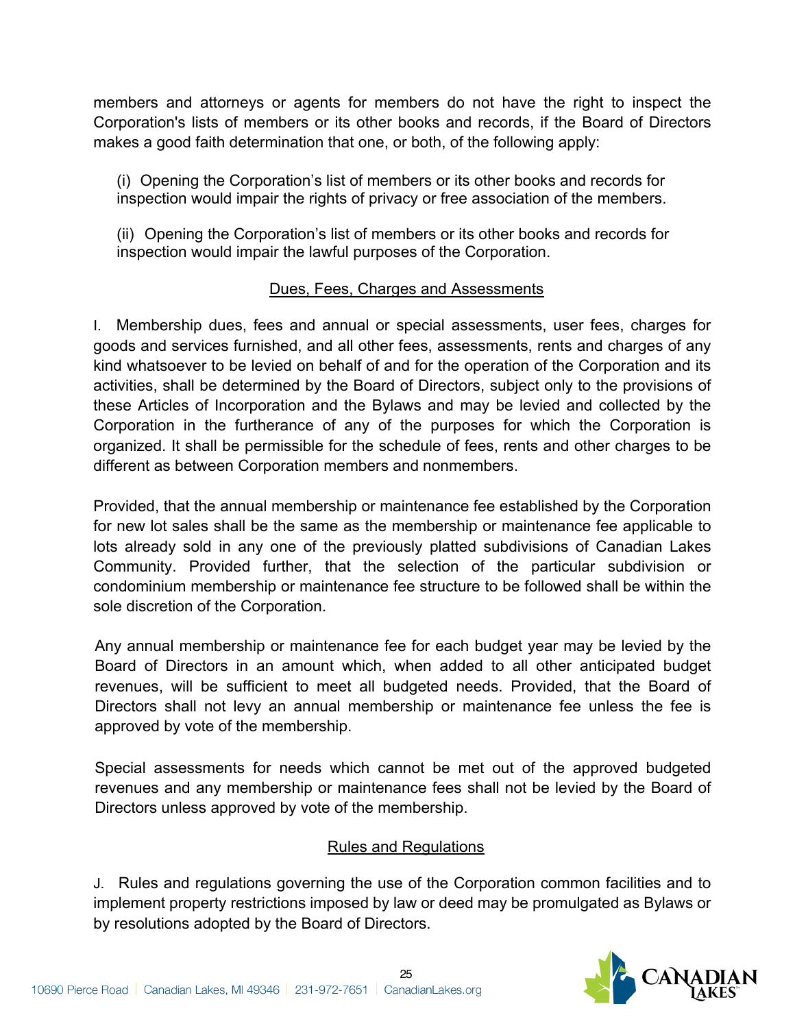members and attorneys or agents for members do not have the right to inspect the Corporation's lists of members or its other books and records, if the Board of Directors makes a good faith determination that one, or both, of the following apply:

(i) Opening the Corporation's list of members or its other books and records for inspection would impair the rights of privacy or free association of the members.

(ii) Opening the Corporation's list of members or its other books and records for inspection would impair the lawful purposes of the Corporation.

<u>Dues, Fees, Charges and Assessments</u>

I. Membership dues, fees and annual or special assessments, user fees, charges for goods and services furnished, and all other fees, assessments, rents and charges of any kind whatsoever to be levied on behalf of and for the operation of the Corporation and its activities, shall be determined by the Board of Directors, subject only to the provisions of these Articles of Incorporation and the Bylaws and may be levied and collected by the Corporation in the furtherance of any of the purposes for which the Corporation is organized. It shall be permissible for the schedule of fees, rents and other charges to be different as between Corporation members and nonmembers.

Provided, that the annual membership or maintenance fee established by the Corporation for new lot sales shall be the same as the membership or maintenance fee applicable to lots already sold in any one of the previously platted subdivisions of Canadian Lakes Community. Provided further, that the selection of the particular subdivision or condominium membership or maintenance fee structure to be followed shall be within the sole discretion of the Corporation.

Any annual membership or maintenance fee for each budget year may be levied by the Board of Directors in an amount which, when added to all other anticipated budget revenues, will be sufficient to meet all budgeted needs. Provided, that the Board of Directors shall not levy an annual membership or maintenance fee unless the fee is approved by vote of the membership.

Special assessments for needs which cannot be met out of the approved budgeted revenues and any membership or maintenance fees shall not be levied by the Board of Directors unless approved by vote of the membership.

<u>Rules and Regulations</u>

J. Rules and regulations governing the use of the Corporation common facilities and to implement property restrictions imposed by law or deed may be promulgated as Bylaws or by resolutions adopted by the Board of Directors.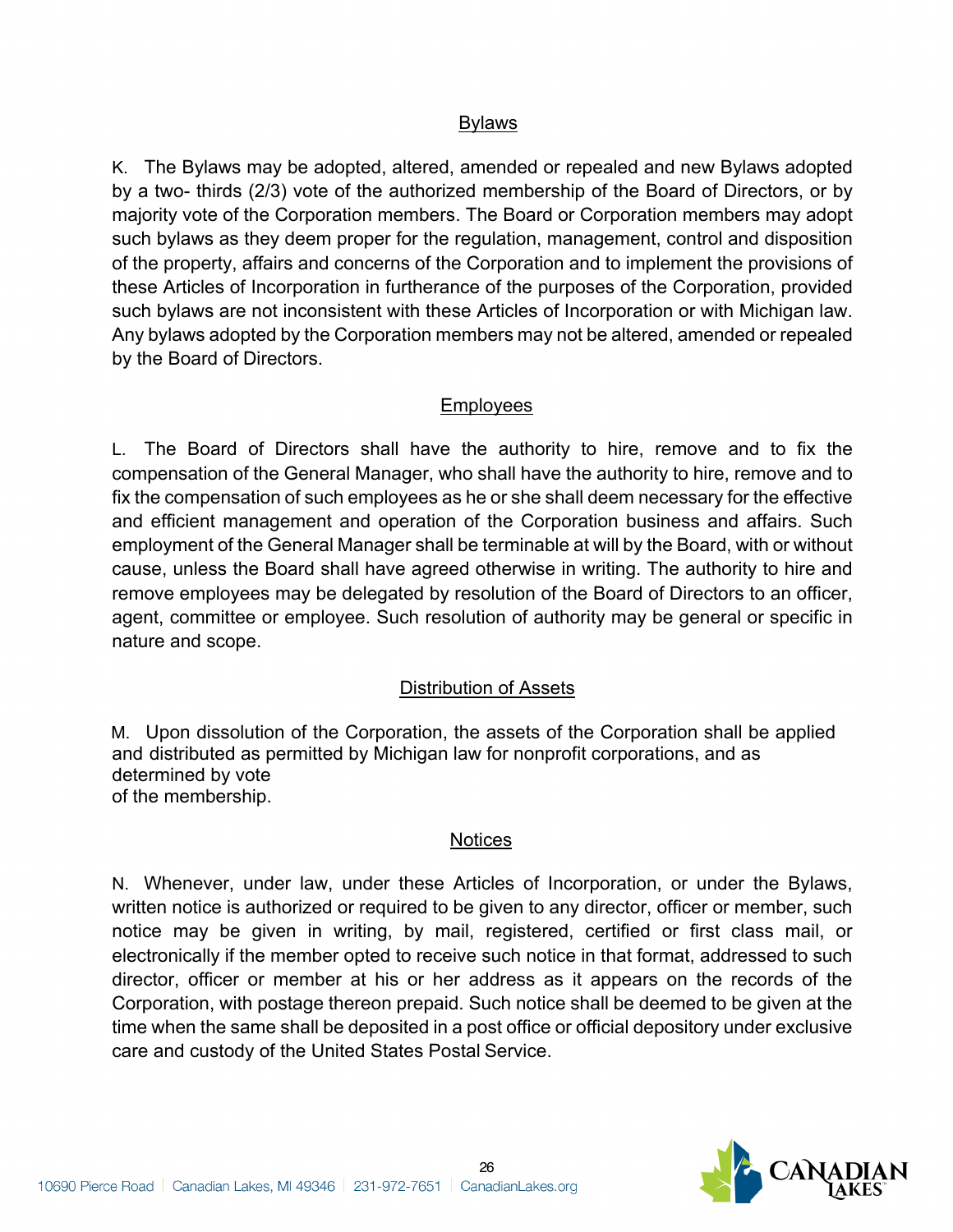## Bylaws

K. The Bylaws may be adopted, altered, amended or repealed and new Bylaws adopted by a two- thirds (2/3) vote of the authorized membership of the Board of Directors, or by majority vote of the Corporation members. The Board or Corporation members may adopt such bylaws as they deem proper for the regulation, management, control and disposition of the property, affairs and concerns of the Corporation and to implement the provisions of these Articles of Incorporation in furtherance of the purposes of the Corporation, provided such bylaws are not inconsistent with these Articles of Incorporation or with Michigan law. Any bylaws adopted by the Corporation members may not be altered, amended or repealed by the Board of Directors.

## Employees

L. The Board of Directors shall have the authority to hire, remove and to fix the compensation of the General Manager, who shall have the authority to hire, remove and to fix the compensation of such employees as he or she shall deem necessary for the effective and efficient management and operation of the Corporation business and affairs. Such employment of the General Manager shall be terminable at will by the Board, with or without cause, unless the Board shall have agreed otherwise in writing. The authority to hire and remove employees may be delegated by resolution of the Board of Directors to an officer, agent, committee or employee. Such resolution of authority may be general or specific in nature and scope.

## Distribution of Assets

M. Upon dissolution of the Corporation, the assets of the Corporation shall be applied and distributed as permitted by Michigan law for nonprofit corporations, and as determined by vote of the membership.

## Notices

N. Whenever, under law, under these Articles of Incorporation, or under the Bylaws, written notice is authorized or required to be given to any director, officer or member, such notice may be given in writing, by mail, registered, certified or first class mail, or electronically if the member opted to receive such notice in that format, addressed to such director, officer or member at his or her address as it appears on the records of the Corporation, with postage thereon prepaid. Such notice shall be deemed to be given at the time when the same shall be deposited in a post office or official depository under exclusive care and custody of the United States Postal Service.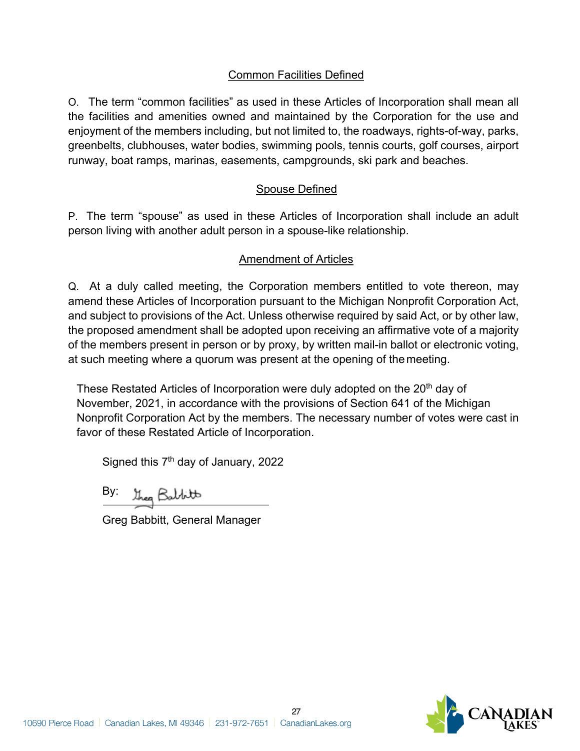<u>Common Facilities Defined</u>

O. The term "common facilities" as used in these Articles of Incorporation shall mean all the facilities and amenities owned and maintained by the Corporation for the use and enjoyment of the members including, but not limited to, the roadways, rights-of-way, parks, greenbelts, clubhouses, water bodies, swimming pools, tennis courts, golf courses, airport runway, boat ramps, marinas, easements, campgrounds, ski park and beaches.

<u>Spouse Defined</u>

P. The term "spouse" as used in these Articles of Incorporation shall include an adult person living with another adult person in a spouse-like relationship.

<u>Amendment of Articles</u>

Q. At a duly called meeting, the Corporation members entitled to vote thereon, may amend these Articles of Incorporation pursuant to the Michigan Nonprofit Corporation Act, and subject to provisions of the Act. Unless otherwise required by said Act, or by other law, the proposed amendment shall be adopted upon receiving an affirmative vote of a majority of the members present in person or by proxy, by written mail-in ballot or electronic voting, at such meeting where a quorum was present at the opening of the meeting.

These Restated Articles of Incorporation were duly adopted on the 20th day of November, 2021, in accordance with the provisions of Section 641 of the Michigan Nonprofit Corporation Act by the members. The necessary number of votes were cast in favor of these Restated Article of Incorporation.

Signed this 7th day of January, 2022

By: Greg Babbitt

Greg Babbitt, General Manager